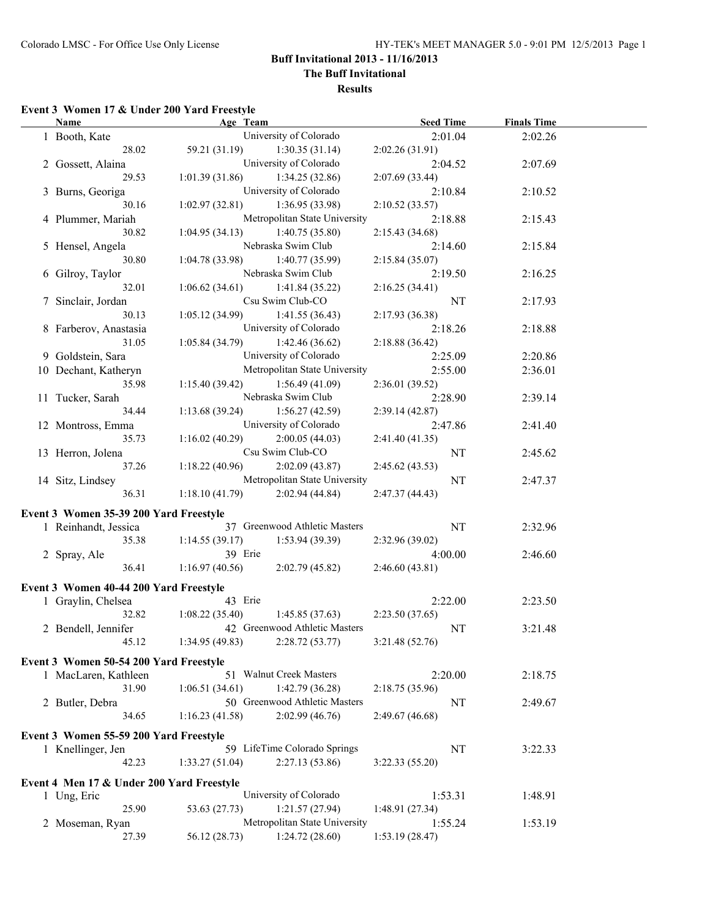# Buff Invitational 2013 - 11/16/2013

## The Buff Invitational

### Results

**Event 3 Women 17 & Under 200 Yard Freestyle**

| | Name | Age | Team | Seed Time | Finals Time |
|---|---|---|---|---|---|
| 1 | Booth, Kate | | University of Colorado | 2:01.04 | 2:02.26 |
| | 28.02 | 59.21 (31.19) | 1:30.35 (31.14) | 2:02.26 (31.91) | |
| 2 | Gossett, Alaina | | University of Colorado | 2:04.52 | 2:07.69 |
| | 29.53 | 1:01.39 (31.86) | 1:34.25 (32.86) | 2:07.69 (33.44) | |
| 3 | Burns, Georiga | | University of Colorado | 2:10.84 | 2:10.52 |
| | 30.16 | 1:02.97 (32.81) | 1:36.95 (33.98) | 2:10.52 (33.57) | |
| 4 | Plummer, Mariah | | Metropolitan State University | 2:18.88 | 2:15.43 |
| | 30.82 | 1:04.95 (34.13) | 1:40.75 (35.80) | 2:15.43 (34.68) | |
| 5 | Hensel, Angela | | Nebraska Swim Club | 2:14.60 | 2:15.84 |
| | 30.80 | 1:04.78 (33.98) | 1:40.77 (35.99) | 2:15.84 (35.07) | |
| 6 | Gilroy, Taylor | | Nebraska Swim Club | 2:19.50 | 2:16.25 |
| | 32.01 | 1:06.62 (34.61) | 1:41.84 (35.22) | 2:16.25 (34.41) | |
| 7 | Sinclair, Jordan | | Csu Swim Club-CO | NT | 2:17.93 |
| | 30.13 | 1:05.12 (34.99) | 1:41.55 (36.43) | 2:17.93 (36.38) | |
| 8 | Farberov, Anastasia | | University of Colorado | 2:18.26 | 2:18.88 |
| | 31.05 | 1:05.84 (34.79) | 1:42.46 (36.62) | 2:18.88 (36.42) | |
| 9 | Goldstein, Sara | | University of Colorado | 2:25.09 | 2:20.86 |
| 10 | Dechant, Katheryn | | Metropolitan State University | 2:55.00 | 2:36.01 |
| | 35.98 | 1:15.40 (39.42) | 1:56.49 (41.09) | 2:36.01 (39.52) | |
| 11 | Tucker, Sarah | | Nebraska Swim Club | 2:28.90 | 2:39.14 |
| | 34.44 | 1:13.68 (39.24) | 1:56.27 (42.59) | 2:39.14 (42.87) | |
| 12 | Montross, Emma | | University of Colorado | 2:47.86 | 2:41.40 |
| | 35.73 | 1:16.02 (40.29) | 2:00.05 (44.03) | 2:41.40 (41.35) | |
| 13 | Herron, Jolena | | Csu Swim Club-CO | NT | 2:45.62 |
| | 37.26 | 1:18.22 (40.96) | 2:02.09 (43.87) | 2:45.62 (43.53) | |
| 14 | Sitz, Lindsey | | Metropolitan State University | NT | 2:47.37 |
| | 36.31 | 1:18.10 (41.79) | 2:02.94 (44.84) | 2:47.37 (44.43) | |

**Event 3 Women 35-39 200 Yard Freestyle**

| | Name | Age | Team | Seed Time | Finals Time |
|---|---|---|---|---|---|
| 1 | Reinhandt, Jessica | 37 | Greenwood Athletic Masters | NT | 2:32.96 |
| | 35.38 | 1:14.55 (39.17) | 1:53.94 (39.39) | 2:32.96 (39.02) | |
| 2 | Spray, Ale | 39 | Erie | 4:00.00 | 2:46.60 |
| | 36.41 | 1:16.97 (40.56) | 2:02.79 (45.82) | 2:46.60 (43.81) | |

**Event 3 Women 40-44 200 Yard Freestyle**

| | Name | Age | Team | Seed Time | Finals Time |
|---|---|---|---|---|---|
| 1 | Graylin, Chelsea | 43 | Erie | 2:22.00 | 2:23.50 |
| | 32.82 | 1:08.22 (35.40) | 1:45.85 (37.63) | 2:23.50 (37.65) | |
| 2 | Bendell, Jennifer | 42 | Greenwood Athletic Masters | NT | 3:21.48 |
| | 45.12 | 1:34.95 (49.83) | 2:28.72 (53.77) | 3:21.48 (52.76) | |

**Event 3 Women 50-54 200 Yard Freestyle**

| | Name | Age | Team | Seed Time | Finals Time |
|---|---|---|---|---|---|
| 1 | MacLaren, Kathleen | 51 | Walnut Creek Masters | 2:20.00 | 2:18.75 |
| | 31.90 | 1:06.51 (34.61) | 1:42.79 (36.28) | 2:18.75 (35.96) | |
| 2 | Butler, Debra | 50 | Greenwood Athletic Masters | NT | 2:49.67 |
| | 34.65 | 1:16.23 (41.58) | 2:02.99 (46.76) | 2:49.67 (46.68) | |

**Event 3 Women 55-59 200 Yard Freestyle**

| | Name | Age | Team | Seed Time | Finals Time |
|---|---|---|---|---|---|
| 1 | Knellinger, Jen | 59 | LifeTime Colorado Springs | NT | 3:22.33 |
| | 42.23 | 1:33.27 (51.04) | 2:27.13 (53.86) | 3:22.33 (55.20) | |

**Event 4 Men 17 & Under 200 Yard Freestyle**

| | Name | Age | Team | Seed Time | Finals Time |
|---|---|---|---|---|---|
| 1 | Ung, Eric | | University of Colorado | 1:53.31 | 1:48.91 |
| | 25.90 | 53.63 (27.73) | 1:21.57 (27.94) | 1:48.91 (27.34) | |
| 2 | Moseman, Ryan | | Metropolitan State University | 1:55.24 | 1:53.19 |
| | 27.39 | 56.12 (28.73) | 1:24.72 (28.60) | 1:53.19 (28.47) | |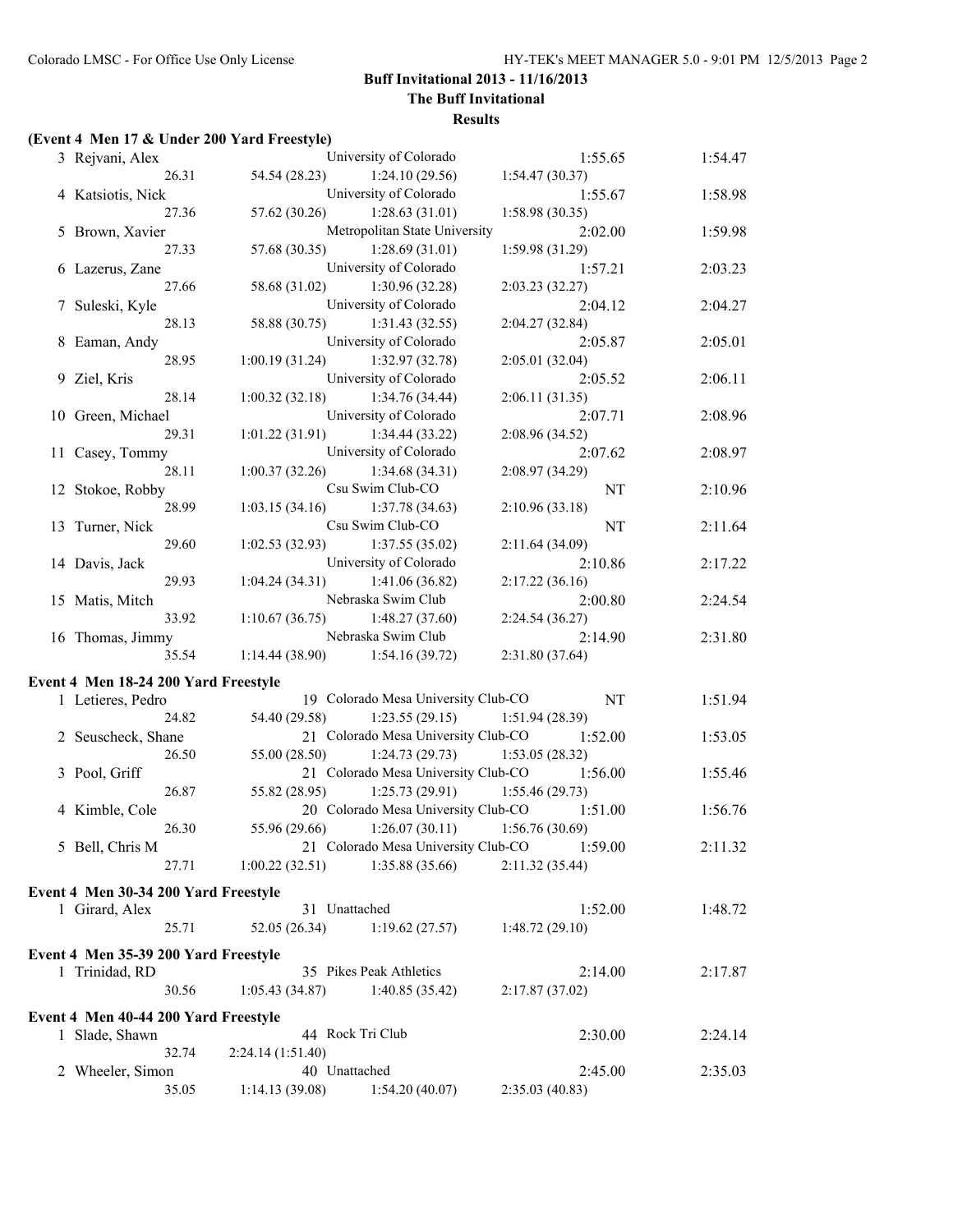## Buff Invitational 2013 - 11/16/2013

### The Buff Invitational

### Results

**(Event 4 Men 17 & Under 200 Yard Freestyle)**

| Place | Name | Age | Team | Seed Time | Finals Time |
|---|---|---|---|---|---|
| 3 | Rejvani, Alex | | University of Colorado | 1:55.65 | 1:54.47 |
| | 26.31 | 54.54 (28.23) | 1:24.10 (29.56) | 1:54.47 (30.37) | |
| 4 | Katsiotis, Nick | | University of Colorado | 1:55.67 | 1:58.98 |
| | 27.36 | 57.62 (30.26) | 1:28.63 (31.01) | 1:58.98 (30.35) | |
| 5 | Brown, Xavier | | Metropolitan State University | 2:02.00 | 1:59.98 |
| | 27.33 | 57.68 (30.35) | 1:28.69 (31.01) | 1:59.98 (31.29) | |
| 6 | Lazerus, Zane | | University of Colorado | 1:57.21 | 2:03.23 |
| | 27.66 | 58.68 (31.02) | 1:30.96 (32.28) | 2:03.23 (32.27) | |
| 7 | Suleski, Kyle | | University of Colorado | 2:04.12 | 2:04.27 |
| | 28.13 | 58.88 (30.75) | 1:31.43 (32.55) | 2:04.27 (32.84) | |
| 8 | Eaman, Andy | | University of Colorado | 2:05.87 | 2:05.01 |
| | 28.95 | 1:00.19 (31.24) | 1:32.97 (32.78) | 2:05.01 (32.04) | |
| 9 | Ziel, Kris | | University of Colorado | 2:05.52 | 2:06.11 |
| | 28.14 | 1:00.32 (32.18) | 1:34.76 (34.44) | 2:06.11 (31.35) | |
| 10 | Green, Michael | | University of Colorado | 2:07.71 | 2:08.96 |
| | 29.31 | 1:01.22 (31.91) | 1:34.44 (33.22) | 2:08.96 (34.52) | |
| 11 | Casey, Tommy | | University of Colorado | 2:07.62 | 2:08.97 |
| | 28.11 | 1:00.37 (32.26) | 1:34.68 (34.31) | 2:08.97 (34.29) | |
| 12 | Stokoe, Robby | | Csu Swim Club-CO | NT | 2:10.96 |
| | 28.99 | 1:03.15 (34.16) | 1:37.78 (34.63) | 2:10.96 (33.18) | |
| 13 | Turner, Nick | | Csu Swim Club-CO | NT | 2:11.64 |
| | 29.60 | 1:02.53 (32.93) | 1:37.55 (35.02) | 2:11.64 (34.09) | |
| 14 | Davis, Jack | | University of Colorado | 2:10.86 | 2:17.22 |
| | 29.93 | 1:04.24 (34.31) | 1:41.06 (36.82) | 2:17.22 (36.16) | |
| 15 | Matis, Mitch | | Nebraska Swim Club | 2:00.80 | 2:24.54 |
| | 33.92 | 1:10.67 (36.75) | 1:48.27 (37.60) | 2:24.54 (36.27) | |
| 16 | Thomas, Jimmy | | Nebraska Swim Club | 2:14.90 | 2:31.80 |
| | 35.54 | 1:14.44 (38.90) | 1:54.16 (39.72) | 2:31.80 (37.64) | |

**Event 4 Men 18-24 200 Yard Freestyle**

| Place | Name | Age | Team | Seed Time | Finals Time |
|---|---|---|---|---|---|
| 1 | Letieres, Pedro | 19 | Colorado Mesa University Club-CO | NT | 1:51.94 |
| | 24.82 | 54.40 (29.58) | 1:23.55 (29.15) | 1:51.94 (28.39) | |
| 2 | Seuscheck, Shane | 21 | Colorado Mesa University Club-CO | 1:52.00 | 1:53.05 |
| | 26.50 | 55.00 (28.50) | 1:24.73 (29.73) | 1:53.05 (28.32) | |
| 3 | Pool, Griff | 21 | Colorado Mesa University Club-CO | 1:56.00 | 1:55.46 |
| | 26.87 | 55.82 (28.95) | 1:25.73 (29.91) | 1:55.46 (29.73) | |
| 4 | Kimble, Cole | 20 | Colorado Mesa University Club-CO | 1:51.00 | 1:56.76 |
| | 26.30 | 55.96 (29.66) | 1:26.07 (30.11) | 1:56.76 (30.69) | |
| 5 | Bell, Chris M | 21 | Colorado Mesa University Club-CO | 1:59.00 | 2:11.32 |
| | 27.71 | 1:00.22 (32.51) | 1:35.88 (35.66) | 2:11.32 (35.44) | |

**Event 4 Men 30-34 200 Yard Freestyle**

| Place | Name | Age | Team | Seed Time | Finals Time |
|---|---|---|---|---|---|
| 1 | Girard, Alex | 31 | Unattached | 1:52.00 | 1:48.72 |
| | 25.71 | 52.05 (26.34) | 1:19.62 (27.57) | 1:48.72 (29.10) | |

**Event 4 Men 35-39 200 Yard Freestyle**

| Place | Name | Age | Team | Seed Time | Finals Time |
|---|---|---|---|---|---|
| 1 | Trinidad, RD | 35 | Pikes Peak Athletics | 2:14.00 | 2:17.87 |
| | 30.56 | 1:05.43 (34.87) | 1:40.85 (35.42) | 2:17.87 (37.02) | |

**Event 4 Men 40-44 200 Yard Freestyle**

| Place | Name | Age | Team | Seed Time | Finals Time |
|---|---|---|---|---|---|
| 1 | Slade, Shawn | 44 | Rock Tri Club | 2:30.00 | 2:24.14 |
| | 32.74 | 2:24.14 (1:51.40) | | | |
| 2 | Wheeler, Simon | 40 | Unattached | 2:45.00 | 2:35.03 |
| | 35.05 | 1:14.13 (39.08) | 1:54.20 (40.07) | 2:35.03 (40.83) | |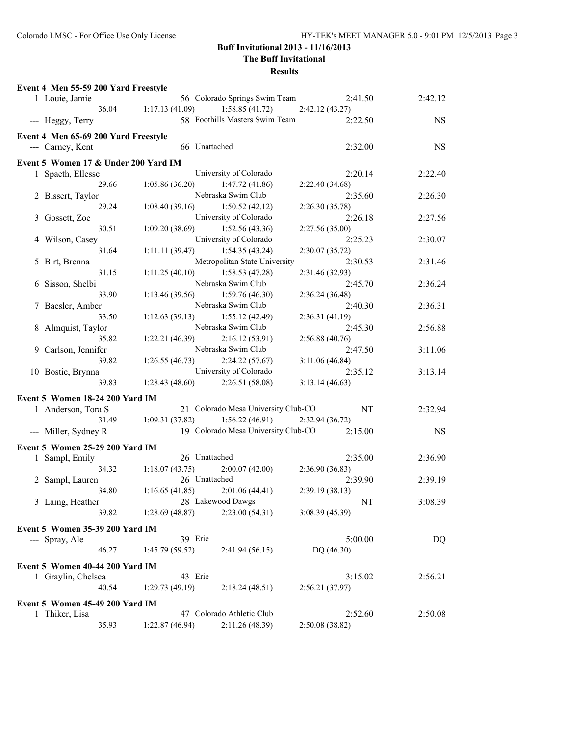# Buff Invitational 2013 - 11/16/2013

## The Buff Invitational

### Results

**Event 4 Men 55-59 200 Yard Freestyle**

| Place | Name | Age | Team | Seed Time | Finals Time |
|---|---|---|---|---|---|
| 1 | Louie, Jamie | 56 | Colorado Springs Swim Team | 2:41.50 | 2:42.12 |
| | 36.04 | 1:17.13 (41.09) | 1:58.85 (41.72) | 2:42.12 (43.27) | |
| --- | Heggy, Terry | 58 | Foothills Masters Swim Team | 2:22.50 | NS |

**Event 4 Men 65-69 200 Yard Freestyle**

| Place | Name | Age | Team | Seed Time | Finals Time |
|---|---|---|---|---|---|
| --- | Carney, Kent | 66 | Unattached | 2:32.00 | NS |

**Event 5 Women 17 & Under 200 Yard IM**

| Place | Name | Age | Team | Seed Time | Finals Time |
|---|---|---|---|---|---|
| 1 | Spaeth, Ellesse | | University of Colorado | 2:20.14 | 2:22.40 |
| | 29.66 | 1:05.86 (36.20) | 1:47.72 (41.86) | 2:22.40 (34.68) | |
| 2 | Bissert, Taylor | | Nebraska Swim Club | 2:35.60 | 2:26.30 |
| | 29.24 | 1:08.40 (39.16) | 1:50.52 (42.12) | 2:26.30 (35.78) | |
| 3 | Gossett, Zoe | | University of Colorado | 2:26.18 | 2:27.56 |
| | 30.51 | 1:09.20 (38.69) | 1:52.56 (43.36) | 2:27.56 (35.00) | |
| 4 | Wilson, Casey | | University of Colorado | 2:25.23 | 2:30.07 |
| | 31.64 | 1:11.11 (39.47) | 1:54.35 (43.24) | 2:30.07 (35.72) | |
| 5 | Birt, Brenna | | Metropolitan State University | 2:30.53 | 2:31.46 |
| | 31.15 | 1:11.25 (40.10) | 1:58.53 (47.28) | 2:31.46 (32.93) | |
| 6 | Sisson, Shelbi | | Nebraska Swim Club | 2:45.70 | 2:36.24 |
| | 33.90 | 1:13.46 (39.56) | 1:59.76 (46.30) | 2:36.24 (36.48) | |
| 7 | Baesler, Amber | | Nebraska Swim Club | 2:40.30 | 2:36.31 |
| | 33.50 | 1:12.63 (39.13) | 1:55.12 (42.49) | 2:36.31 (41.19) | |
| 8 | Almquist, Taylor | | Nebraska Swim Club | 2:45.30 | 2:56.88 |
| | 35.82 | 1:22.21 (46.39) | 2:16.12 (53.91) | 2:56.88 (40.76) | |
| 9 | Carlson, Jennifer | | Nebraska Swim Club | 2:47.50 | 3:11.06 |
| | 39.82 | 1:26.55 (46.73) | 2:24.22 (57.67) | 3:11.06 (46.84) | |
| 10 | Bostic, Brynna | | University of Colorado | 2:35.12 | 3:13.14 |
| | 39.83 | 1:28.43 (48.60) | 2:26.51 (58.08) | 3:13.14 (46.63) | |

**Event 5 Women 18-24 200 Yard IM**

| Place | Name | Age | Team | Seed Time | Finals Time |
|---|---|---|---|---|---|
| 1 | Anderson, Tora S | 21 | Colorado Mesa University Club-CO | NT | 2:32.94 |
| | 31.49 | 1:09.31 (37.82) | 1:56.22 (46.91) | 2:32.94 (36.72) | |
| --- | Miller, Sydney R | 19 | Colorado Mesa University Club-CO | 2:15.00 | NS |

**Event 5 Women 25-29 200 Yard IM**

| Place | Name | Age | Team | Seed Time | Finals Time |
|---|---|---|---|---|---|
| 1 | Sampl, Emily | 26 | Unattached | 2:35.00 | 2:36.90 |
| | 34.32 | 1:18.07 (43.75) | 2:00.07 (42.00) | 2:36.90 (36.83) | |
| 2 | Sampl, Lauren | 26 | Unattached | 2:39.90 | 2:39.19 |
| | 34.80 | 1:16.65 (41.85) | 2:01.06 (44.41) | 2:39.19 (38.13) | |
| 3 | Laing, Heather | 28 | Lakewood Dawgs | NT | 3:08.39 |
| | 39.82 | 1:28.69 (48.87) | 2:23.00 (54.31) | 3:08.39 (45.39) | |

**Event 5 Women 35-39 200 Yard IM**

| Place | Name | Age | Team | Seed Time | Finals Time |
|---|---|---|---|---|---|
| --- | Spray, Ale | 39 | Erie | 5:00.00 | DQ |
| | 46.27 | 1:45.79 (59.52) | 2:41.94 (56.15) | DQ (46.30) | |

**Event 5 Women 40-44 200 Yard IM**

| Place | Name | Age | Team | Seed Time | Finals Time |
|---|---|---|---|---|---|
| 1 | Graylin, Chelsea | 43 | Erie | 3:15.02 | 2:56.21 |
| | 40.54 | 1:29.73 (49.19) | 2:18.24 (48.51) | 2:56.21 (37.97) | |

**Event 5 Women 45-49 200 Yard IM**

| Place | Name | Age | Team | Seed Time | Finals Time |
|---|---|---|---|---|---|
| 1 | Thiker, Lisa | 47 | Colorado Athletic Club | 2:52.60 | 2:50.08 |
| | 35.93 | 1:22.87 (46.94) | 2:11.26 (48.39) | 2:50.08 (38.82) | |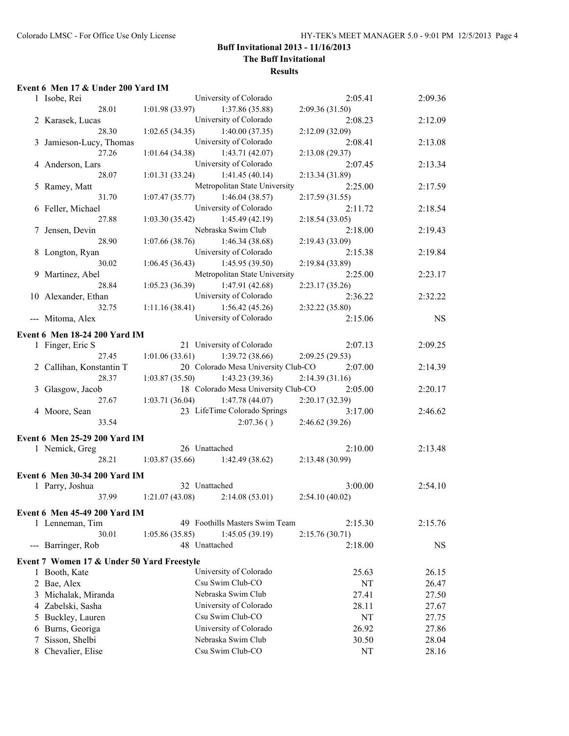# Buff Invitational 2013 - 11/16/2013
## The Buff Invitational
### Results

**Event 6 Men 17 & Under 200 Yard IM**

| Place | Name | Age | Team | Seed Time | Finals Time |
|---|---|---|---|---|---|
| 1 | Isobe, Rei | | University of Colorado | 2:05.41 | 2:09.36 |
| | 28.01 | 1:01.98 (33.97) | 1:37.86 (35.88) | 2:09.36 (31.50) | |
| 2 | Karasek, Lucas | | University of Colorado | 2:08.23 | 2:12.09 |
| | 28.30 | 1:02.65 (34.35) | 1:40.00 (37.35) | 2:12.09 (32.09) | |
| 3 | Jamieson-Lucy, Thomas | | University of Colorado | 2:08.41 | 2:13.08 |
| | 27.26 | 1:01.64 (34.38) | 1:43.71 (42.07) | 2:13.08 (29.37) | |
| 4 | Anderson, Lars | | University of Colorado | 2:07.45 | 2:13.34 |
| | 28.07 | 1:01.31 (33.24) | 1:41.45 (40.14) | 2:13.34 (31.89) | |
| 5 | Ramey, Matt | | Metropolitan State University | 2:25.00 | 2:17.59 |
| | 31.70 | 1:07.47 (35.77) | 1:46.04 (38.57) | 2:17.59 (31.55) | |
| 6 | Feller, Michael | | University of Colorado | 2:11.72 | 2:18.54 |
| | 27.88 | 1:03.30 (35.42) | 1:45.49 (42.19) | 2:18.54 (33.05) | |
| 7 | Jensen, Devin | | Nebraska Swim Club | 2:18.00 | 2:19.43 |
| | 28.90 | 1:07.66 (38.76) | 1:46.34 (38.68) | 2:19.43 (33.09) | |
| 8 | Longton, Ryan | | University of Colorado | 2:15.38 | 2:19.84 |
| | 30.02 | 1:06.45 (36.43) | 1:45.95 (39.50) | 2:19.84 (33.89) | |
| 9 | Martinez, Abel | | Metropolitan State University | 2:25.00 | 2:23.17 |
| | 28.84 | 1:05.23 (36.39) | 1:47.91 (42.68) | 2:23.17 (35.26) | |
| 10 | Alexander, Ethan | | University of Colorado | 2:36.22 | 2:32.22 |
| | 32.75 | 1:11.16 (38.41) | 1:56.42 (45.26) | 2:32.22 (35.80) | |
| --- | Mitoma, Alex | | University of Colorado | 2:15.06 | NS |

**Event 6 Men 18-24 200 Yard IM**

| Place | Name | Age | Team | Seed Time | Finals Time |
|---|---|---|---|---|---|
| 1 | Finger, Eric S | 21 | University of Colorado | 2:07.13 | 2:09.25 |
| | 27.45 | 1:01.06 (33.61) | 1:39.72 (38.66) | 2:09.25 (29.53) | |
| 2 | Callihan, Konstantin T | 20 | Colorado Mesa University Club-CO | 2:07.00 | 2:14.39 |
| | 28.37 | 1:03.87 (35.50) | 1:43.23 (39.36) | 2:14.39 (31.16) | |
| 3 | Glasgow, Jacob | 18 | Colorado Mesa University Club-CO | 2:05.00 | 2:20.17 |
| | 27.67 | 1:03.71 (36.04) | 1:47.78 (44.07) | 2:20.17 (32.39) | |
| 4 | Moore, Sean | 23 | LifeTime Colorado Springs | 3:17.00 | 2:46.62 |
| | 33.54 | | 2:07.36 ( ) | 2:46.62 (39.26) | |

**Event 6 Men 25-29 200 Yard IM**

| Place | Name | Age | Team | Seed Time | Finals Time |
|---|---|---|---|---|---|
| 1 | Nemick, Greg | 26 | Unattached | 2:10.00 | 2:13.48 |
| | 28.21 | 1:03.87 (35.66) | 1:42.49 (38.62) | 2:13.48 (30.99) | |

**Event 6 Men 30-34 200 Yard IM**

| Place | Name | Age | Team | Seed Time | Finals Time |
|---|---|---|---|---|---|
| 1 | Parry, Joshua | 32 | Unattached | 3:00.00 | 2:54.10 |
| | 37.99 | 1:21.07 (43.08) | 2:14.08 (53.01) | 2:54.10 (40.02) | |

**Event 6 Men 45-49 200 Yard IM**

| Place | Name | Age | Team | Seed Time | Finals Time |
|---|---|---|---|---|---|
| 1 | Lenneman, Tim | 49 | Foothills Masters Swim Team | 2:15.30 | 2:15.76 |
| | 30.01 | 1:05.86 (35.85) | 1:45.05 (39.19) | 2:15.76 (30.71) | |
| --- | Barringer, Rob | 48 | Unattached | 2:18.00 | NS |

**Event 7 Women 17 & Under 50 Yard Freestyle**

| Place | Name | Team | Seed Time | Finals Time |
|---|---|---|---|---|
| 1 | Booth, Kate | University of Colorado | 25.63 | 26.15 |
| 2 | Bae, Alex | Csu Swim Club-CO | NT | 26.47 |
| 3 | Michalak, Miranda | Nebraska Swim Club | 27.41 | 27.50 |
| 4 | Zabelski, Sasha | University of Colorado | 28.11 | 27.67 |
| 5 | Buckley, Lauren | Csu Swim Club-CO | NT | 27.75 |
| 6 | Burns, Georiga | University of Colorado | 26.92 | 27.86 |
| 7 | Sisson, Shelbi | Nebraska Swim Club | 30.50 | 28.04 |
| 8 | Chevalier, Elise | Csu Swim Club-CO | NT | 28.16 |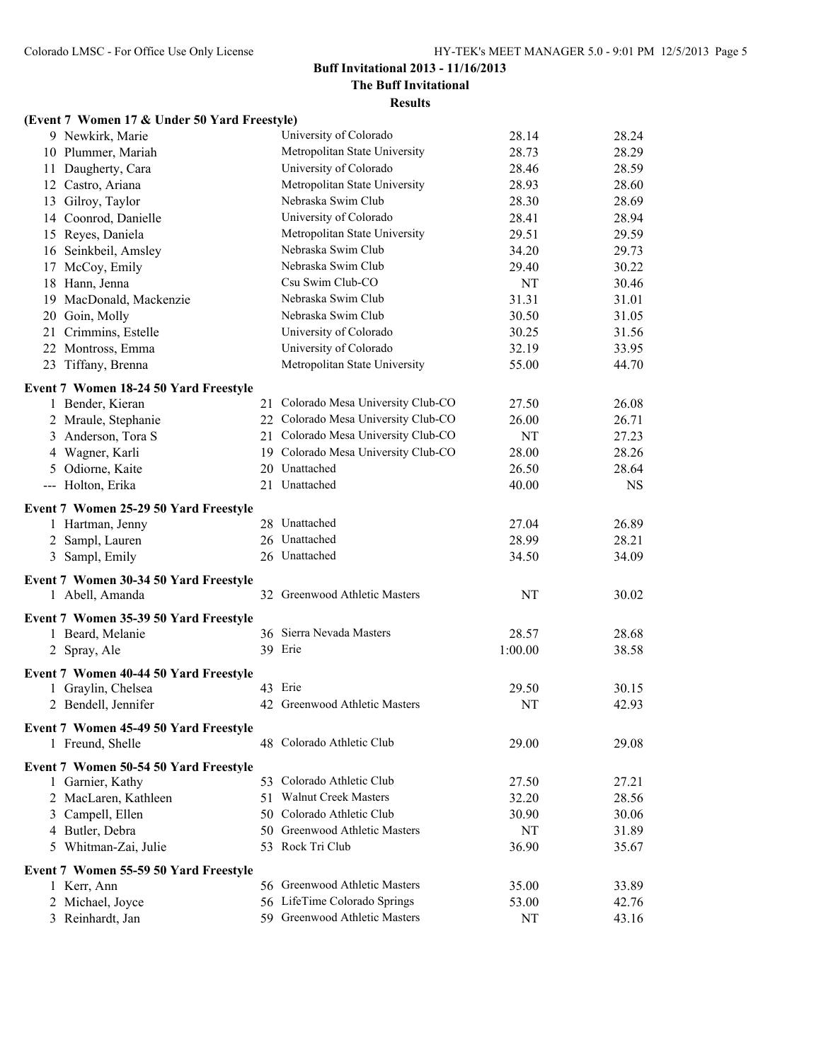**Buff Invitational 2013 - 11/16/2013**

**The Buff Invitational**

**Results**

**(Event 7 Women 17 & Under 50 Yard Freestyle)**

| Place | Name | Age | Team | Seed Time | Finals Time |
|---|---|---|---|---|---|
| 9 | Newkirk, Marie | | University of Colorado | 28.14 | 28.24 |
| 10 | Plummer, Mariah | | Metropolitan State University | 28.73 | 28.29 |
| 11 | Daugherty, Cara | | University of Colorado | 28.46 | 28.59 |
| 12 | Castro, Ariana | | Metropolitan State University | 28.93 | 28.60 |
| 13 | Gilroy, Taylor | | Nebraska Swim Club | 28.30 | 28.69 |
| 14 | Coonrod, Danielle | | University of Colorado | 28.41 | 28.94 |
| 15 | Reyes, Daniela | | Metropolitan State University | 29.51 | 29.59 |
| 16 | Seinkbeil, Amsley | | Nebraska Swim Club | 34.20 | 29.73 |
| 17 | McCoy, Emily | | Nebraska Swim Club | 29.40 | 30.22 |
| 18 | Hann, Jenna | | Csu Swim Club-CO | NT | 30.46 |
| 19 | MacDonald, Mackenzie | | Nebraska Swim Club | 31.31 | 31.01 |
| 20 | Goin, Molly | | Nebraska Swim Club | 30.50 | 31.05 |
| 21 | Crimmins, Estelle | | University of Colorado | 30.25 | 31.56 |
| 22 | Montross, Emma | | University of Colorado | 32.19 | 33.95 |
| 23 | Tiffany, Brenna | | Metropolitan State University | 55.00 | 44.70 |

**Event 7 Women 18-24 50 Yard Freestyle**

| Place | Name | Age | Team | Seed Time | Finals Time |
|---|---|---|---|---|---|
| 1 | Bender, Kieran | 21 | Colorado Mesa University Club-CO | 27.50 | 26.08 |
| 2 | Mraule, Stephanie | 22 | Colorado Mesa University Club-CO | 26.00 | 26.71 |
| 3 | Anderson, Tora S | 21 | Colorado Mesa University Club-CO | NT | 27.23 |
| 4 | Wagner, Karli | 19 | Colorado Mesa University Club-CO | 28.00 | 28.26 |
| 5 | Odiorne, Kaite | 20 | Unattached | 26.50 | 28.64 |
| --- | Holton, Erika | 21 | Unattached | 40.00 | NS |

**Event 7 Women 25-29 50 Yard Freestyle**

| Place | Name | Age | Team | Seed Time | Finals Time |
|---|---|---|---|---|---|
| 1 | Hartman, Jenny | 28 | Unattached | 27.04 | 26.89 |
| 2 | Sampl, Lauren | 26 | Unattached | 28.99 | 28.21 |
| 3 | Sampl, Emily | 26 | Unattached | 34.50 | 34.09 |

**Event 7 Women 30-34 50 Yard Freestyle**

| Place | Name | Age | Team | Seed Time | Finals Time |
|---|---|---|---|---|---|
| 1 | Abell, Amanda | 32 | Greenwood Athletic Masters | NT | 30.02 |

**Event 7 Women 35-39 50 Yard Freestyle**

| Place | Name | Age | Team | Seed Time | Finals Time |
|---|---|---|---|---|---|
| 1 | Beard, Melanie | 36 | Sierra Nevada Masters | 28.57 | 28.68 |
| 2 | Spray, Ale | 39 | Erie | 1:00.00 | 38.58 |

**Event 7 Women 40-44 50 Yard Freestyle**

| Place | Name | Age | Team | Seed Time | Finals Time |
|---|---|---|---|---|---|
| 1 | Graylin, Chelsea | 43 | Erie | 29.50 | 30.15 |
| 2 | Bendell, Jennifer | 42 | Greenwood Athletic Masters | NT | 42.93 |

**Event 7 Women 45-49 50 Yard Freestyle**

| Place | Name | Age | Team | Seed Time | Finals Time |
|---|---|---|---|---|---|
| 1 | Freund, Shelle | 48 | Colorado Athletic Club | 29.00 | 29.08 |

**Event 7 Women 50-54 50 Yard Freestyle**

| Place | Name | Age | Team | Seed Time | Finals Time |
|---|---|---|---|---|---|
| 1 | Garnier, Kathy | 53 | Colorado Athletic Club | 27.50 | 27.21 |
| 2 | MacLaren, Kathleen | 51 | Walnut Creek Masters | 32.20 | 28.56 |
| 3 | Campell, Ellen | 50 | Colorado Athletic Club | 30.90 | 30.06 |
| 4 | Butler, Debra | 50 | Greenwood Athletic Masters | NT | 31.89 |
| 5 | Whitman-Zai, Julie | 53 | Rock Tri Club | 36.90 | 35.67 |

**Event 7 Women 55-59 50 Yard Freestyle**

| Place | Name | Age | Team | Seed Time | Finals Time |
|---|---|---|---|---|---|
| 1 | Kerr, Ann | 56 | Greenwood Athletic Masters | 35.00 | 33.89 |
| 2 | Michael, Joyce | 56 | LifeTime Colorado Springs | 53.00 | 42.76 |
| 3 | Reinhardt, Jan | 59 | Greenwood Athletic Masters | NT | 43.16 |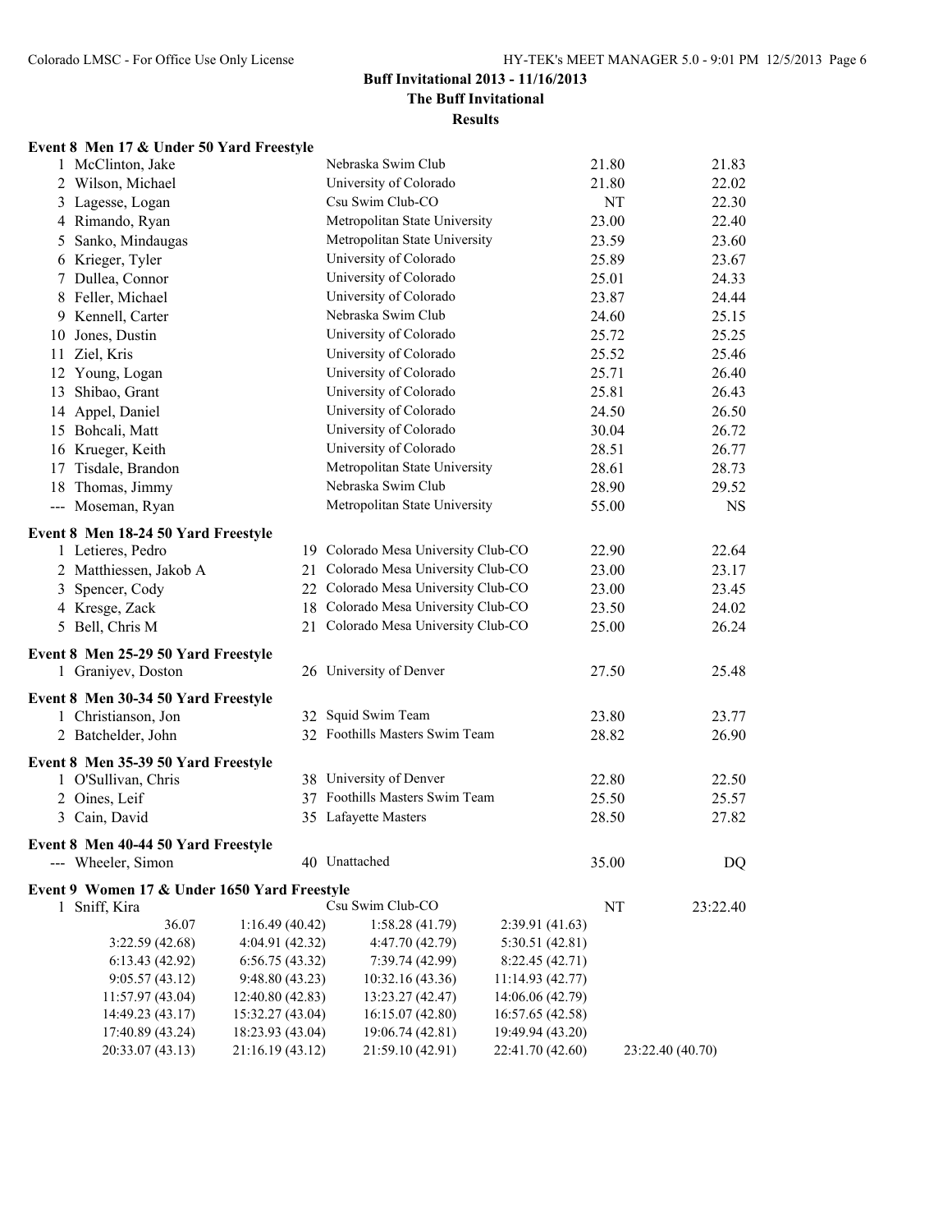## Buff Invitational 2013 - 11/16/2013

### The Buff Invitational

### Results

#### Event 8 Men 17 & Under 50 Yard Freestyle

| Place | Name | Age | Team | Seed Time | Finals Time |
|---|---|---|---|---|---|
| 1 | McClinton, Jake | | Nebraska Swim Club | 21.80 | 21.83 |
| 2 | Wilson, Michael | | University of Colorado | 21.80 | 22.02 |
| 3 | Lagesse, Logan | | Csu Swim Club-CO | NT | 22.30 |
| 4 | Rimando, Ryan | | Metropolitan State University | 23.00 | 22.40 |
| 5 | Sanko, Mindaugas | | Metropolitan State University | 23.59 | 23.60 |
| 6 | Krieger, Tyler | | University of Colorado | 25.89 | 23.67 |
| 7 | Dullea, Connor | | University of Colorado | 25.01 | 24.33 |
| 8 | Feller, Michael | | University of Colorado | 23.87 | 24.44 |
| 9 | Kennell, Carter | | Nebraska Swim Club | 24.60 | 25.15 |
| 10 | Jones, Dustin | | University of Colorado | 25.72 | 25.25 |
| 11 | Ziel, Kris | | University of Colorado | 25.52 | 25.46 |
| 12 | Young, Logan | | University of Colorado | 25.71 | 26.40 |
| 13 | Shibao, Grant | | University of Colorado | 25.81 | 26.43 |
| 14 | Appel, Daniel | | University of Colorado | 24.50 | 26.50 |
| 15 | Bohcali, Matt | | University of Colorado | 30.04 | 26.72 |
| 16 | Krueger, Keith | | University of Colorado | 28.51 | 26.77 |
| 17 | Tisdale, Brandon | | Metropolitan State University | 28.61 | 28.73 |
| 18 | Thomas, Jimmy | | Nebraska Swim Club | 28.90 | 29.52 |
| --- | Moseman, Ryan | | Metropolitan State University | 55.00 | NS |

#### Event 8 Men 18-24 50 Yard Freestyle

| Place | Name | Age | Team | Seed Time | Finals Time |
|---|---|---|---|---|---|
| 1 | Letieres, Pedro | 19 | Colorado Mesa University Club-CO | 22.90 | 22.64 |
| 2 | Matthiessen, Jakob A | 21 | Colorado Mesa University Club-CO | 23.00 | 23.17 |
| 3 | Spencer, Cody | 22 | Colorado Mesa University Club-CO | 23.00 | 23.45 |
| 4 | Kresge, Zack | 18 | Colorado Mesa University Club-CO | 23.50 | 24.02 |
| 5 | Bell, Chris M | 21 | Colorado Mesa University Club-CO | 25.00 | 26.24 |

#### Event 8 Men 25-29 50 Yard Freestyle

| Place | Name | Age | Team | Seed Time | Finals Time |
|---|---|---|---|---|---|
| 1 | Graniyev, Doston | 26 | University of Denver | 27.50 | 25.48 |

#### Event 8 Men 30-34 50 Yard Freestyle

| Place | Name | Age | Team | Seed Time | Finals Time |
|---|---|---|---|---|---|
| 1 | Christianson, Jon | 32 | Squid Swim Team | 23.80 | 23.77 |
| 2 | Batchelder, John | 32 | Foothills Masters Swim Team | 28.82 | 26.90 |

#### Event 8 Men 35-39 50 Yard Freestyle

| Place | Name | Age | Team | Seed Time | Finals Time |
|---|---|---|---|---|---|
| 1 | O'Sullivan, Chris | 38 | University of Denver | 22.80 | 22.50 |
| 2 | Oines, Leif | 37 | Foothills Masters Swim Team | 25.50 | 25.57 |
| 3 | Cain, David | 35 | Lafayette Masters | 28.50 | 27.82 |

#### Event 8 Men 40-44 50 Yard Freestyle

| Place | Name | Age | Team | Seed Time | Finals Time |
|---|---|---|---|---|---|
| --- | Wheeler, Simon | 40 | Unattached | 35.00 | DQ |

#### Event 9 Women 17 & Under 1650 Yard Freestyle

| Place | Name | Age | Team | Seed Time | Finals Time |
|---|---|---|---|---|---|
| 1 | Sniff, Kira | | Csu Swim Club-CO | NT | 23:22.40 |

| | | | | |
|---|---|---|---|---|
| 36.07 | 1:16.49 (40.42) | 1:58.28 (41.79) | 2:39.91 (41.63) | |
| 3:22.59 (42.68) | 4:04.91 (42.32) | 4:47.70 (42.79) | 5:30.51 (42.81) | |
| 6:13.43 (42.92) | 6:56.75 (43.32) | 7:39.74 (42.99) | 8:22.45 (42.71) | |
| 9:05.57 (43.12) | 9:48.80 (43.23) | 10:32.16 (43.36) | 11:14.93 (42.77) | |
| 11:57.97 (43.04) | 12:40.80 (42.83) | 13:23.27 (42.47) | 14:06.06 (42.79) | |
| 14:49.23 (43.17) | 15:32.27 (43.04) | 16:15.07 (42.80) | 16:57.65 (42.58) | |
| 17:40.89 (43.24) | 18:23.93 (43.04) | 19:06.74 (42.81) | 19:49.94 (43.20) | |
| 20:33.07 (43.13) | 21:16.19 (43.12) | 21:59.10 (42.91) | 22:41.70 (42.60) | 23:22.40 (40.70) |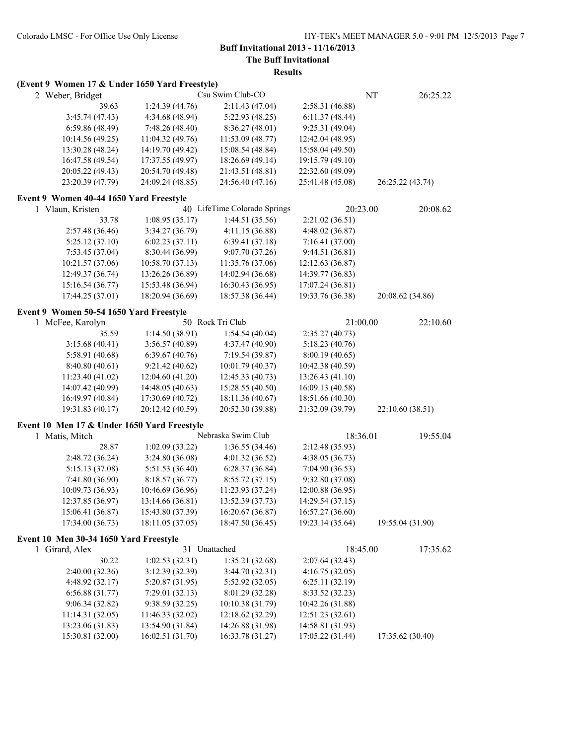**Buff Invitational 2013 - 11/16/2013**
**The Buff Invitational**
**Results**

### (Event 9 Women 17 & Under 1650 Yard Freestyle)

2 Weber, Bridget — Csu Swim Club-CO — NT — 26:25.22

| | | | | |
|---|---|---|---|---|
| 39.63 | 1:24.39 (44.76) | 2:11.43 (47.04) | 2:58.31 (46.88) | |
| 3:45.74 (47.43) | 4:34.68 (48.94) | 5:22.93 (48.25) | 6:11.37 (48.44) | |
| 6:59.86 (48.49) | 7:48.26 (48.40) | 8:36.27 (48.01) | 9:25.31 (49.04) | |
| 10:14.56 (49.25) | 11:04.32 (49.76) | 11:53.09 (48.77) | 12:42.04 (48.95) | |
| 13:30.28 (48.24) | 14:19.70 (49.42) | 15:08.54 (48.84) | 15:58.04 (49.50) | |
| 16:47.58 (49.54) | 17:37.55 (49.97) | 18:26.69 (49.14) | 19:15.79 (49.10) | |
| 20:05.22 (49.43) | 20:54.70 (49.48) | 21:43.51 (48.81) | 22:32.60 (49.09) | |
| 23:20.39 (47.79) | 24:09.24 (48.85) | 24:56.40 (47.16) | 25:41.48 (45.08) | 26:25.22 (43.74) |

### Event 9 Women 40-44 1650 Yard Freestyle

1 Vlaun, Kristen — 40 LifeTime Colorado Springs — 20:23.00 — 20:08.62

| | | | | |
|---|---|---|---|---|
| 33.78 | 1:08.95 (35.17) | 1:44.51 (35.56) | 2:21.02 (36.51) | |
| 2:57.48 (36.46) | 3:34.27 (36.79) | 4:11.15 (36.88) | 4:48.02 (36.87) | |
| 5:25.12 (37.10) | 6:02.23 (37.11) | 6:39.41 (37.18) | 7:16.41 (37.00) | |
| 7:53.45 (37.04) | 8:30.44 (36.99) | 9:07.70 (37.26) | 9:44.51 (36.81) | |
| 10:21.57 (37.06) | 10:58.70 (37.13) | 11:35.76 (37.06) | 12:12.63 (36.87) | |
| 12:49.37 (36.74) | 13:26.26 (36.89) | 14:02.94 (36.68) | 14:39.77 (36.83) | |
| 15:16.54 (36.77) | 15:53.48 (36.94) | 16:30.43 (36.95) | 17:07.24 (36.81) | |
| 17:44.25 (37.01) | 18:20.94 (36.69) | 18:57.38 (36.44) | 19:33.76 (36.38) | 20:08.62 (34.86) |

### Event 9 Women 50-54 1650 Yard Freestyle

1 McFee, Karolyn — 50 Rock Tri Club — 21:00.00 — 22:10.60

| | | | | |
|---|---|---|---|---|
| 35.59 | 1:14.50 (38.91) | 1:54.54 (40.04) | 2:35.27 (40.73) | |
| 3:15.68 (40.41) | 3:56.57 (40.89) | 4:37.47 (40.90) | 5:18.23 (40.76) | |
| 5:58.91 (40.68) | 6:39.67 (40.76) | 7:19.54 (39.87) | 8:00.19 (40.65) | |
| 8:40.80 (40.61) | 9:21.42 (40.62) | 10:01.79 (40.37) | 10:42.38 (40.59) | |
| 11:23.40 (41.02) | 12:04.60 (41.20) | 12:45.33 (40.73) | 13:26.43 (41.10) | |
| 14:07.42 (40.99) | 14:48.05 (40.63) | 15:28.55 (40.50) | 16:09.13 (40.58) | |
| 16:49.97 (40.84) | 17:30.69 (40.72) | 18:11.36 (40.67) | 18:51.66 (40.30) | |
| 19:31.83 (40.17) | 20:12.42 (40.59) | 20:52.30 (39.88) | 21:32.09 (39.79) | 22:10.60 (38.51) |

### Event 10 Men 17 & Under 1650 Yard Freestyle

1 Matis, Mitch — Nebraska Swim Club — 18:36.01 — 19:55.04

| | | | | |
|---|---|---|---|---|
| 28.87 | 1:02.09 (33.22) | 1:36.55 (34.46) | 2:12.48 (35.93) | |
| 2:48.72 (36.24) | 3:24.80 (36.08) | 4:01.32 (36.52) | 4:38.05 (36.73) | |
| 5:15.13 (37.08) | 5:51.53 (36.40) | 6:28.37 (36.84) | 7:04.90 (36.53) | |
| 7:41.80 (36.90) | 8:18.57 (36.77) | 8:55.72 (37.15) | 9:32.80 (37.08) | |
| 10:09.73 (36.93) | 10:46.69 (36.96) | 11:23.93 (37.24) | 12:00.88 (36.95) | |
| 12:37.85 (36.97) | 13:14.66 (36.81) | 13:52.39 (37.73) | 14:29.54 (37.15) | |
| 15:06.41 (36.87) | 15:43.80 (37.39) | 16:20.67 (36.87) | 16:57.27 (36.60) | |
| 17:34.00 (36.73) | 18:11.05 (37.05) | 18:47.50 (36.45) | 19:23.14 (35.64) | 19:55.04 (31.90) |

### Event 10 Men 30-34 1650 Yard Freestyle

1 Girard, Alex — 31 Unattached — 18:45.00 — 17:35.62

| | | | | |
|---|---|---|---|---|
| 30.22 | 1:02.53 (32.31) | 1:35.21 (32.68) | 2:07.64 (32.43) | |
| 2:40.00 (32.36) | 3:12.39 (32.39) | 3:44.70 (32.31) | 4:16.75 (32.05) | |
| 4:48.92 (32.17) | 5:20.87 (31.95) | 5:52.92 (32.05) | 6:25.11 (32.19) | |
| 6:56.88 (31.77) | 7:29.01 (32.13) | 8:01.29 (32.28) | 8:33.52 (32.23) | |
| 9:06.34 (32.82) | 9:38.59 (32.25) | 10:10.38 (31.79) | 10:42.26 (31.88) | |
| 11:14.31 (32.05) | 11:46.33 (32.02) | 12:18.62 (32.29) | 12:51.23 (32.61) | |
| 13:23.06 (31.83) | 13:54.90 (31.84) | 14:26.88 (31.98) | 14:58.81 (31.93) | |
| 15:30.81 (32.00) | 16:02.51 (31.70) | 16:33.78 (31.27) | 17:05.22 (31.44) | 17:35.62 (30.40) |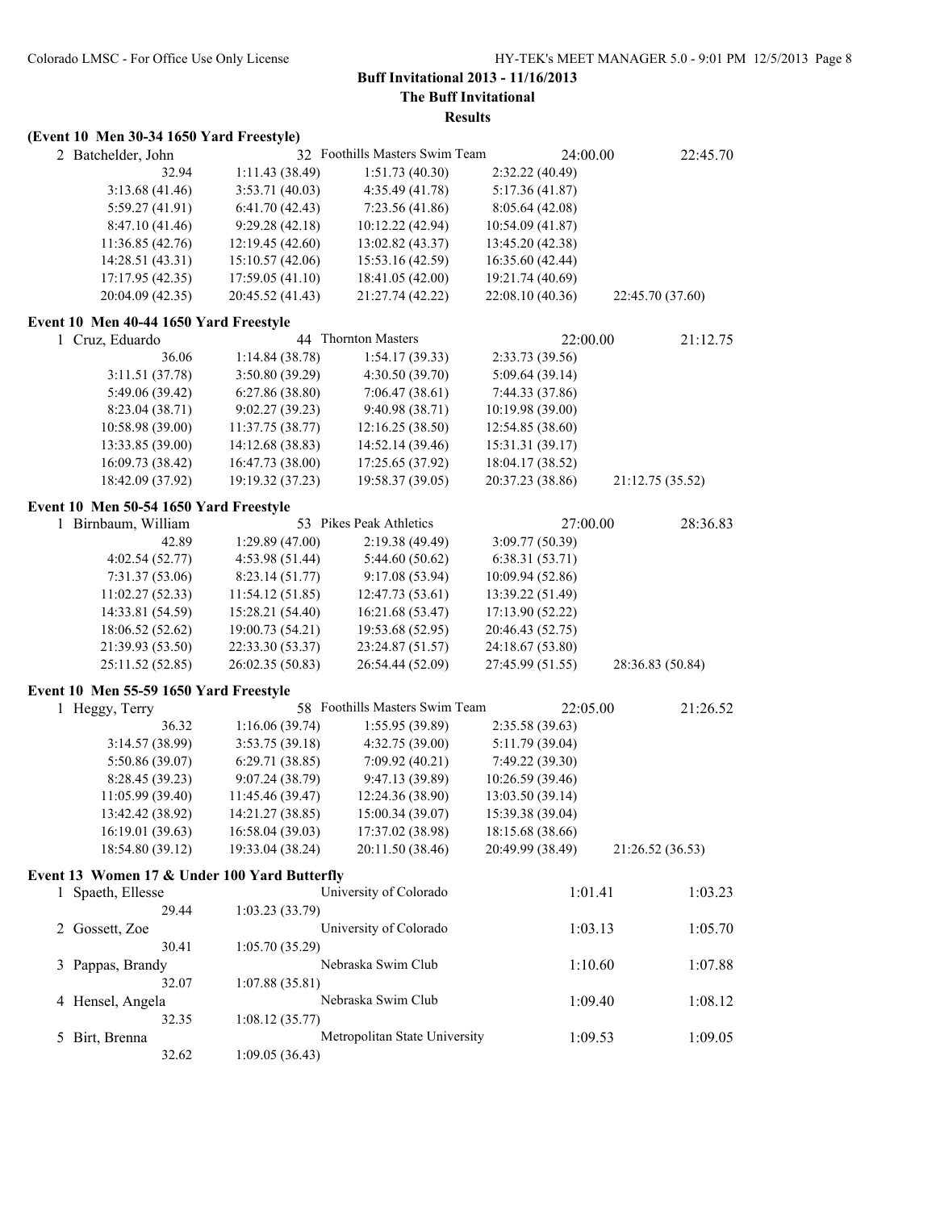**Buff Invitational 2013 - 11/16/2013**

**The Buff Invitational**

**Results**

### (Event 10 Men 30-34 1650 Yard Freestyle)

| | | | | | |
|---|---|---|---|---|---|
| 2 Batchelder, John | 32 | Foothills Masters Swim Team | | 24:00.00 | 22:45.70 |
| 32.94 | 1:11.43 (38.49) | 1:51.73 (40.30) | 2:32.22 (40.49) | | |
| 3:13.68 (41.46) | 3:53.71 (40.03) | 4:35.49 (41.78) | 5:17.36 (41.87) | | |
| 5:59.27 (41.91) | 6:41.70 (42.43) | 7:23.56 (41.86) | 8:05.64 (42.08) | | |
| 8:47.10 (41.46) | 9:29.28 (42.18) | 10:12.22 (42.94) | 10:54.09 (41.87) | | |
| 11:36.85 (42.76) | 12:19.45 (42.60) | 13:02.82 (43.37) | 13:45.20 (42.38) | | |
| 14:28.51 (43.31) | 15:10.57 (42.06) | 15:53.16 (42.59) | 16:35.60 (42.44) | | |
| 17:17.95 (42.35) | 17:59.05 (41.10) | 18:41.05 (42.00) | 19:21.74 (40.69) | | |
| 20:04.09 (42.35) | 20:45.52 (41.43) | 21:27.74 (42.22) | 22:08.10 (40.36) | 22:45.70 (37.60) | |

### Event 10 Men 40-44 1650 Yard Freestyle

| | | | | | |
|---|---|---|---|---|---|
| 1 Cruz, Eduardo | 44 | Thornton Masters | | 22:00.00 | 21:12.75 |
| 36.06 | 1:14.84 (38.78) | 1:54.17 (39.33) | 2:33.73 (39.56) | | |
| 3:11.51 (37.78) | 3:50.80 (39.29) | 4:30.50 (39.70) | 5:09.64 (39.14) | | |
| 5:49.06 (39.42) | 6:27.86 (38.80) | 7:06.47 (38.61) | 7:44.33 (37.86) | | |
| 8:23.04 (38.71) | 9:02.27 (39.23) | 9:40.98 (38.71) | 10:19.98 (39.00) | | |
| 10:58.98 (39.00) | 11:37.75 (38.77) | 12:16.25 (38.50) | 12:54.85 (38.60) | | |
| 13:33.85 (39.00) | 14:12.68 (38.83) | 14:52.14 (39.46) | 15:31.31 (39.17) | | |
| 16:09.73 (38.42) | 16:47.73 (38.00) | 17:25.65 (37.92) | 18:04.17 (38.52) | | |
| 18:42.09 (37.92) | 19:19.32 (37.23) | 19:58.37 (39.05) | 20:37.23 (38.86) | 21:12.75 (35.52) | |

### Event 10 Men 50-54 1650 Yard Freestyle

| | | | | | |
|---|---|---|---|---|---|
| 1 Birnbaum, William | 53 | Pikes Peak Athletics | | 27:00.00 | 28:36.83 |
| 42.89 | 1:29.89 (47.00) | 2:19.38 (49.49) | 3:09.77 (50.39) | | |
| 4:02.54 (52.77) | 4:53.98 (51.44) | 5:44.60 (50.62) | 6:38.31 (53.71) | | |
| 7:31.37 (53.06) | 8:23.14 (51.77) | 9:17.08 (53.94) | 10:09.94 (52.86) | | |
| 11:02.27 (52.33) | 11:54.12 (51.85) | 12:47.73 (53.61) | 13:39.22 (51.49) | | |
| 14:33.81 (54.59) | 15:28.21 (54.40) | 16:21.68 (53.47) | 17:13.90 (52.22) | | |
| 18:06.52 (52.62) | 19:00.73 (54.21) | 19:53.68 (52.95) | 20:46.43 (52.75) | | |
| 21:39.93 (53.50) | 22:33.30 (53.37) | 23:24.87 (51.57) | 24:18.67 (53.80) | | |
| 25:11.52 (52.85) | 26:02.35 (50.83) | 26:54.44 (52.09) | 27:45.99 (51.55) | 28:36.83 (50.84) | |

### Event 10 Men 55-59 1650 Yard Freestyle

| | | | | | |
|---|---|---|---|---|---|
| 1 Heggy, Terry | 58 | Foothills Masters Swim Team | | 22:05.00 | 21:26.52 |
| 36.32 | 1:16.06 (39.74) | 1:55.95 (39.89) | 2:35.58 (39.63) | | |
| 3:14.57 (38.99) | 3:53.75 (39.18) | 4:32.75 (39.00) | 5:11.79 (39.04) | | |
| 5:50.86 (39.07) | 6:29.71 (38.85) | 7:09.92 (40.21) | 7:49.22 (39.30) | | |
| 8:28.45 (39.23) | 9:07.24 (38.79) | 9:47.13 (39.89) | 10:26.59 (39.46) | | |
| 11:05.99 (39.40) | 11:45.46 (39.47) | 12:24.36 (38.90) | 13:03.50 (39.14) | | |
| 13:42.42 (38.92) | 14:21.27 (38.85) | 15:00.34 (39.07) | 15:39.38 (39.04) | | |
| 16:19.01 (39.63) | 16:58.04 (39.03) | 17:37.02 (38.98) | 18:15.68 (38.66) | | |
| 18:54.80 (39.12) | 19:33.04 (38.24) | 20:11.50 (38.46) | 20:49.99 (38.49) | 21:26.52 (36.53) | |

### Event 13 Women 17 & Under 100 Yard Butterfly

| | | | | |
|---|---|---|---|---|
| 1 Spaeth, Ellesse | | University of Colorado | 1:01.41 | 1:03.23 |
| 29.44 | 1:03.23 (33.79) | | | |
| 2 Gossett, Zoe | | University of Colorado | 1:03.13 | 1:05.70 |
| 30.41 | 1:05.70 (35.29) | | | |
| 3 Pappas, Brandy | | Nebraska Swim Club | 1:10.60 | 1:07.88 |
| 32.07 | 1:07.88 (35.81) | | | |
| 4 Hensel, Angela | | Nebraska Swim Club | 1:09.40 | 1:08.12 |
| 32.35 | 1:08.12 (35.77) | | | |
| 5 Birt, Brenna | | Metropolitan State University | 1:09.53 | 1:09.05 |
| 32.62 | 1:09.05 (36.43) | | | |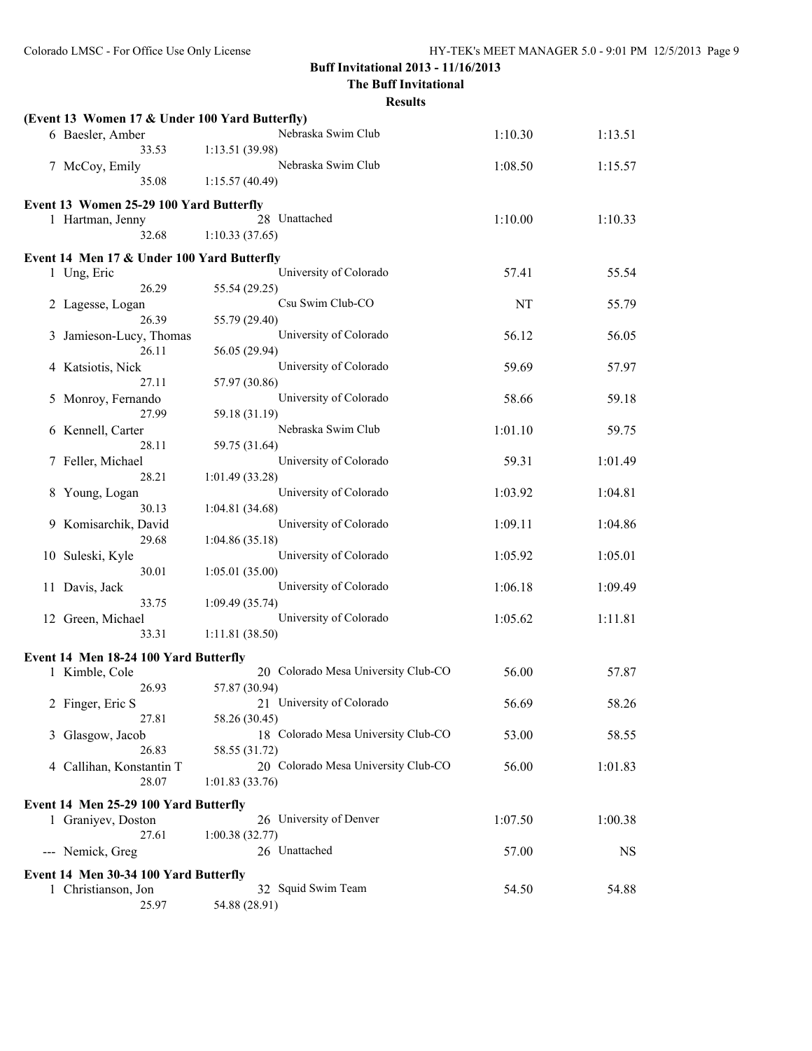**Buff Invitational 2013 - 11/16/2013**

**The Buff Invitational**

**Results**

**(Event 13 Women 17 & Under 100 Yard Butterfly)**

| Place | Name | Age | Team | Seed Time | Finals Time |
|---|---|---|---|---|---|
| 6 | Baesler, Amber | | Nebraska Swim Club | 1:10.30 | 1:13.51 |
| | 33.53 | 1:13.51 (39.98) | | | |
| 7 | McCoy, Emily | | Nebraska Swim Club | 1:08.50 | 1:15.57 |
| | 35.08 | 1:15.57 (40.49) | | | |

**Event 13 Women 25-29 100 Yard Butterfly**

| Place | Name | Age | Team | Seed Time | Finals Time |
|---|---|---|---|---|---|
| 1 | Hartman, Jenny | 28 | Unattached | 1:10.00 | 1:10.33 |
| | 32.68 | 1:10.33 (37.65) | | | |

**Event 14 Men 17 & Under 100 Yard Butterfly**

| Place | Name | Age | Team | Seed Time | Finals Time |
|---|---|---|---|---|---|
| 1 | Ung, Eric | | University of Colorado | 57.41 | 55.54 |
| | 26.29 | 55.54 (29.25) | | | |
| 2 | Lagesse, Logan | | Csu Swim Club-CO | NT | 55.79 |
| | 26.39 | 55.79 (29.40) | | | |
| 3 | Jamieson-Lucy, Thomas | | University of Colorado | 56.12 | 56.05 |
| | 26.11 | 56.05 (29.94) | | | |
| 4 | Katsiotis, Nick | | University of Colorado | 59.69 | 57.97 |
| | 27.11 | 57.97 (30.86) | | | |
| 5 | Monroy, Fernando | | University of Colorado | 58.66 | 59.18 |
| | 27.99 | 59.18 (31.19) | | | |
| 6 | Kennell, Carter | | Nebraska Swim Club | 1:01.10 | 59.75 |
| | 28.11 | 59.75 (31.64) | | | |
| 7 | Feller, Michael | | University of Colorado | 59.31 | 1:01.49 |
| | 28.21 | 1:01.49 (33.28) | | | |
| 8 | Young, Logan | | University of Colorado | 1:03.92 | 1:04.81 |
| | 30.13 | 1:04.81 (34.68) | | | |
| 9 | Komisarchik, David | | University of Colorado | 1:09.11 | 1:04.86 |
| | 29.68 | 1:04.86 (35.18) | | | |
| 10 | Suleski, Kyle | | University of Colorado | 1:05.92 | 1:05.01 |
| | 30.01 | 1:05.01 (35.00) | | | |
| 11 | Davis, Jack | | University of Colorado | 1:06.18 | 1:09.49 |
| | 33.75 | 1:09.49 (35.74) | | | |
| 12 | Green, Michael | | University of Colorado | 1:05.62 | 1:11.81 |
| | 33.31 | 1:11.81 (38.50) | | | |

**Event 14 Men 18-24 100 Yard Butterfly**

| Place | Name | Age | Team | Seed Time | Finals Time |
|---|---|---|---|---|---|
| 1 | Kimble, Cole | 20 | Colorado Mesa University Club-CO | 56.00 | 57.87 |
| | 26.93 | 57.87 (30.94) | | | |
| 2 | Finger, Eric S | 21 | University of Colorado | 56.69 | 58.26 |
| | 27.81 | 58.26 (30.45) | | | |
| 3 | Glasgow, Jacob | 18 | Colorado Mesa University Club-CO | 53.00 | 58.55 |
| | 26.83 | 58.55 (31.72) | | | |
| 4 | Callihan, Konstantin T | 20 | Colorado Mesa University Club-CO | 56.00 | 1:01.83 |
| | 28.07 | 1:01.83 (33.76) | | | |

**Event 14 Men 25-29 100 Yard Butterfly**

| Place | Name | Age | Team | Seed Time | Finals Time |
|---|---|---|---|---|---|
| 1 | Graniyev, Doston | 26 | University of Denver | 1:07.50 | 1:00.38 |
| | 27.61 | 1:00.38 (32.77) | | | |
| --- | Nemick, Greg | 26 | Unattached | 57.00 | NS |

**Event 14 Men 30-34 100 Yard Butterfly**

| Place | Name | Age | Team | Seed Time | Finals Time |
|---|---|---|---|---|---|
| 1 | Christianson, Jon | 32 | Squid Swim Team | 54.50 | 54.88 |
| | 25.97 | 54.88 (28.91) | | | |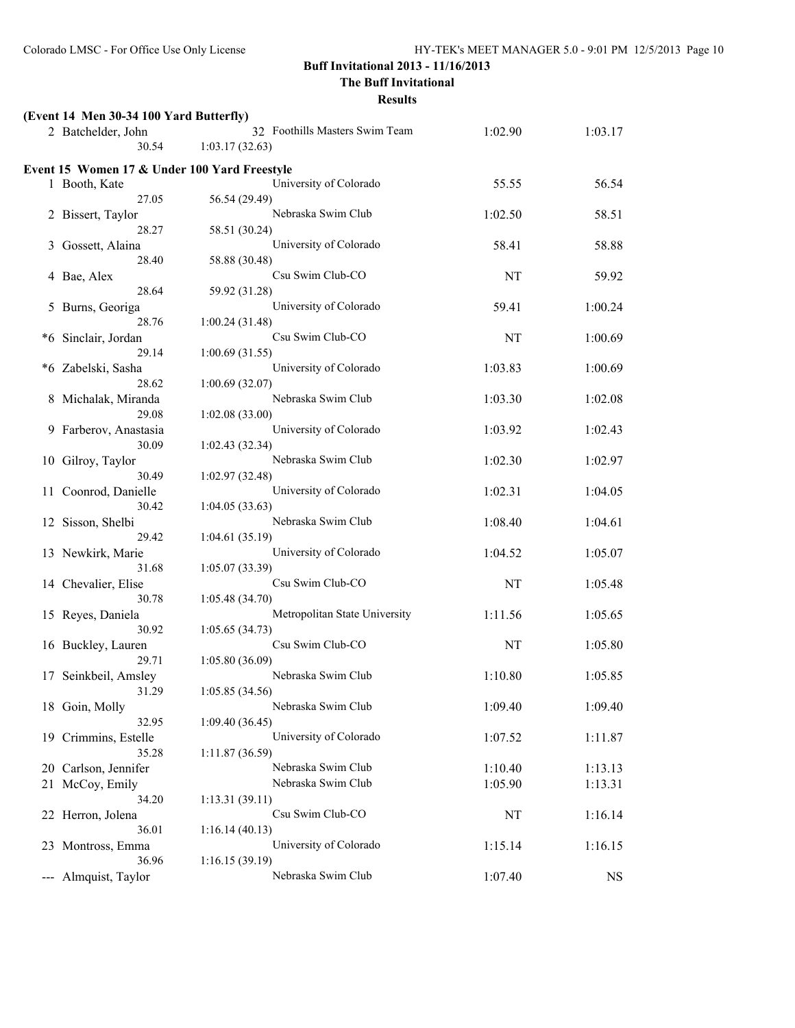**Buff Invitational 2013 - 11/16/2013**

**The Buff Invitational**

**Results**

**(Event 14 Men 30-34 100 Yard Butterfly)**

| Place | Name | Age | Team | Seed Time | Finals Time |
|---|---|---|---|---|---|
| 2 | Batchelder, John | 32 | Foothills Masters Swim Team | 1:02.90 | 1:03.17 |
| | 30.54 | 1:03.17 (32.63) | | | |

**Event 15 Women 17 & Under 100 Yard Freestyle**

| Place | Name | Age | Team | Seed Time | Finals Time |
|---|---|---|---|---|---|
| 1 | Booth, Kate | | University of Colorado | 55.55 | 56.54 |
| | 27.05 | 56.54 (29.49) | | | |
| 2 | Bissert, Taylor | | Nebraska Swim Club | 1:02.50 | 58.51 |
| | 28.27 | 58.51 (30.24) | | | |
| 3 | Gossett, Alaina | | University of Colorado | 58.41 | 58.88 |
| | 28.40 | 58.88 (30.48) | | | |
| 4 | Bae, Alex | | Csu Swim Club-CO | NT | 59.92 |
| | 28.64 | 59.92 (31.28) | | | |
| 5 | Burns, Georiga | | University of Colorado | 59.41 | 1:00.24 |
| | 28.76 | 1:00.24 (31.48) | | | |
| *6 | Sinclair, Jordan | | Csu Swim Club-CO | NT | 1:00.69 |
| | 29.14 | 1:00.69 (31.55) | | | |
| *6 | Zabelski, Sasha | | University of Colorado | 1:03.83 | 1:00.69 |
| | 28.62 | 1:00.69 (32.07) | | | |
| 8 | Michalak, Miranda | | Nebraska Swim Club | 1:03.30 | 1:02.08 |
| | 29.08 | 1:02.08 (33.00) | | | |
| 9 | Farberov, Anastasia | | University of Colorado | 1:03.92 | 1:02.43 |
| | 30.09 | 1:02.43 (32.34) | | | |
| 10 | Gilroy, Taylor | | Nebraska Swim Club | 1:02.30 | 1:02.97 |
| | 30.49 | 1:02.97 (32.48) | | | |
| 11 | Coonrod, Danielle | | University of Colorado | 1:02.31 | 1:04.05 |
| | 30.42 | 1:04.05 (33.63) | | | |
| 12 | Sisson, Shelbi | | Nebraska Swim Club | 1:08.40 | 1:04.61 |
| | 29.42 | 1:04.61 (35.19) | | | |
| 13 | Newkirk, Marie | | University of Colorado | 1:04.52 | 1:05.07 |
| | 31.68 | 1:05.07 (33.39) | | | |
| 14 | Chevalier, Elise | | Csu Swim Club-CO | NT | 1:05.48 |
| | 30.78 | 1:05.48 (34.70) | | | |
| 15 | Reyes, Daniela | | Metropolitan State University | 1:11.56 | 1:05.65 |
| | 30.92 | 1:05.65 (34.73) | | | |
| 16 | Buckley, Lauren | | Csu Swim Club-CO | NT | 1:05.80 |
| | 29.71 | 1:05.80 (36.09) | | | |
| 17 | Seinkbeil, Amsley | | Nebraska Swim Club | 1:10.80 | 1:05.85 |
| | 31.29 | 1:05.85 (34.56) | | | |
| 18 | Goin, Molly | | Nebraska Swim Club | 1:09.40 | 1:09.40 |
| | 32.95 | 1:09.40 (36.45) | | | |
| 19 | Crimmins, Estelle | | University of Colorado | 1:07.52 | 1:11.87 |
| | 35.28 | 1:11.87 (36.59) | | | |
| 20 | Carlson, Jennifer | | Nebraska Swim Club | 1:10.40 | 1:13.13 |
| 21 | McCoy, Emily | | Nebraska Swim Club | 1:05.90 | 1:13.31 |
| | 34.20 | 1:13.31 (39.11) | | | |
| 22 | Herron, Jolena | | Csu Swim Club-CO | NT | 1:16.14 |
| | 36.01 | 1:16.14 (40.13) | | | |
| 23 | Montross, Emma | | University of Colorado | 1:15.14 | 1:16.15 |
| | 36.96 | 1:16.15 (39.19) | | | |
| --- | Almquist, Taylor | | Nebraska Swim Club | 1:07.40 | NS |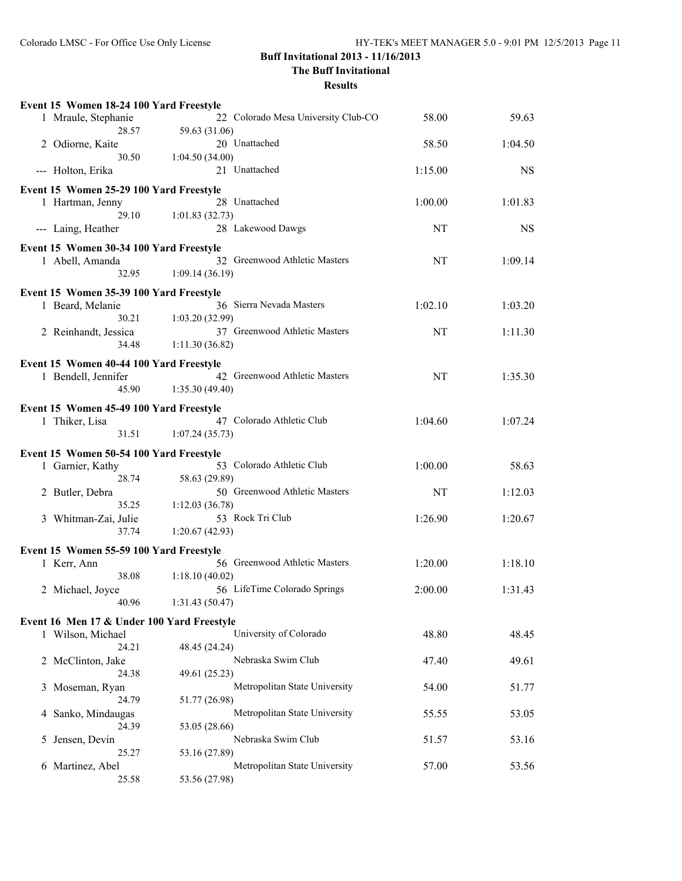**Buff Invitational 2013 - 11/16/2013**
**The Buff Invitational**
**Results**

**Event 15 Women 18-24 100 Yard Freestyle**

| Place | Name | Age | Team | Seed Time | Finals Time |
|---|---|---|---|---|---|
| 1 | Mraule, Stephanie | 22 | Colorado Mesa University Club-CO | 58.00 | 59.63 |
| | 28.57 | 59.63 (31.06) | | | |
| 2 | Odiorne, Kaite | 20 | Unattached | 58.50 | 1:04.50 |
| | 30.50 | 1:04.50 (34.00) | | | |
| --- | Holton, Erika | 21 | Unattached | 1:15.00 | NS |

**Event 15 Women 25-29 100 Yard Freestyle**

| Place | Name | Age | Team | Seed Time | Finals Time |
|---|---|---|---|---|---|
| 1 | Hartman, Jenny | 28 | Unattached | 1:00.00 | 1:01.83 |
| | 29.10 | 1:01.83 (32.73) | | | |
| --- | Laing, Heather | 28 | Lakewood Dawgs | NT | NS |

**Event 15 Women 30-34 100 Yard Freestyle**

| Place | Name | Age | Team | Seed Time | Finals Time |
|---|---|---|---|---|---|
| 1 | Abell, Amanda | 32 | Greenwood Athletic Masters | NT | 1:09.14 |
| | 32.95 | 1:09.14 (36.19) | | | |

**Event 15 Women 35-39 100 Yard Freestyle**

| Place | Name | Age | Team | Seed Time | Finals Time |
|---|---|---|---|---|---|
| 1 | Beard, Melanie | 36 | Sierra Nevada Masters | 1:02.10 | 1:03.20 |
| | 30.21 | 1:03.20 (32.99) | | | |
| 2 | Reinhandt, Jessica | 37 | Greenwood Athletic Masters | NT | 1:11.30 |
| | 34.48 | 1:11.30 (36.82) | | | |

**Event 15 Women 40-44 100 Yard Freestyle**

| Place | Name | Age | Team | Seed Time | Finals Time |
|---|---|---|---|---|---|
| 1 | Bendell, Jennifer | 42 | Greenwood Athletic Masters | NT | 1:35.30 |
| | 45.90 | 1:35.30 (49.40) | | | |

**Event 15 Women 45-49 100 Yard Freestyle**

| Place | Name | Age | Team | Seed Time | Finals Time |
|---|---|---|---|---|---|
| 1 | Thiker, Lisa | 47 | Colorado Athletic Club | 1:04.60 | 1:07.24 |
| | 31.51 | 1:07.24 (35.73) | | | |

**Event 15 Women 50-54 100 Yard Freestyle**

| Place | Name | Age | Team | Seed Time | Finals Time |
|---|---|---|---|---|---|
| 1 | Garnier, Kathy | 53 | Colorado Athletic Club | 1:00.00 | 58.63 |
| | 28.74 | 58.63 (29.89) | | | |
| 2 | Butler, Debra | 50 | Greenwood Athletic Masters | NT | 1:12.03 |
| | 35.25 | 1:12.03 (36.78) | | | |
| 3 | Whitman-Zai, Julie | 53 | Rock Tri Club | 1:26.90 | 1:20.67 |
| | 37.74 | 1:20.67 (42.93) | | | |

**Event 15 Women 55-59 100 Yard Freestyle**

| Place | Name | Age | Team | Seed Time | Finals Time |
|---|---|---|---|---|---|
| 1 | Kerr, Ann | 56 | Greenwood Athletic Masters | 1:20.00 | 1:18.10 |
| | 38.08 | 1:18.10 (40.02) | | | |
| 2 | Michael, Joyce | 56 | LifeTime Colorado Springs | 2:00.00 | 1:31.43 |
| | 40.96 | 1:31.43 (50.47) | | | |

**Event 16 Men 17 & Under 100 Yard Freestyle**

| Place | Name | Age | Team | Seed Time | Finals Time |
|---|---|---|---|---|---|
| 1 | Wilson, Michael | | University of Colorado | 48.80 | 48.45 |
| | 24.21 | 48.45 (24.24) | | | |
| 2 | McClinton, Jake | | Nebraska Swim Club | 47.40 | 49.61 |
| | 24.38 | 49.61 (25.23) | | | |
| 3 | Moseman, Ryan | | Metropolitan State University | 54.00 | 51.77 |
| | 24.79 | 51.77 (26.98) | | | |
| 4 | Sanko, Mindaugas | | Metropolitan State University | 55.55 | 53.05 |
| | 24.39 | 53.05 (28.66) | | | |
| 5 | Jensen, Devin | | Nebraska Swim Club | 51.57 | 53.16 |
| | 25.27 | 53.16 (27.89) | | | |
| 6 | Martinez, Abel | | Metropolitan State University | 57.00 | 53.56 |
| | 25.58 | 53.56 (27.98) | | | |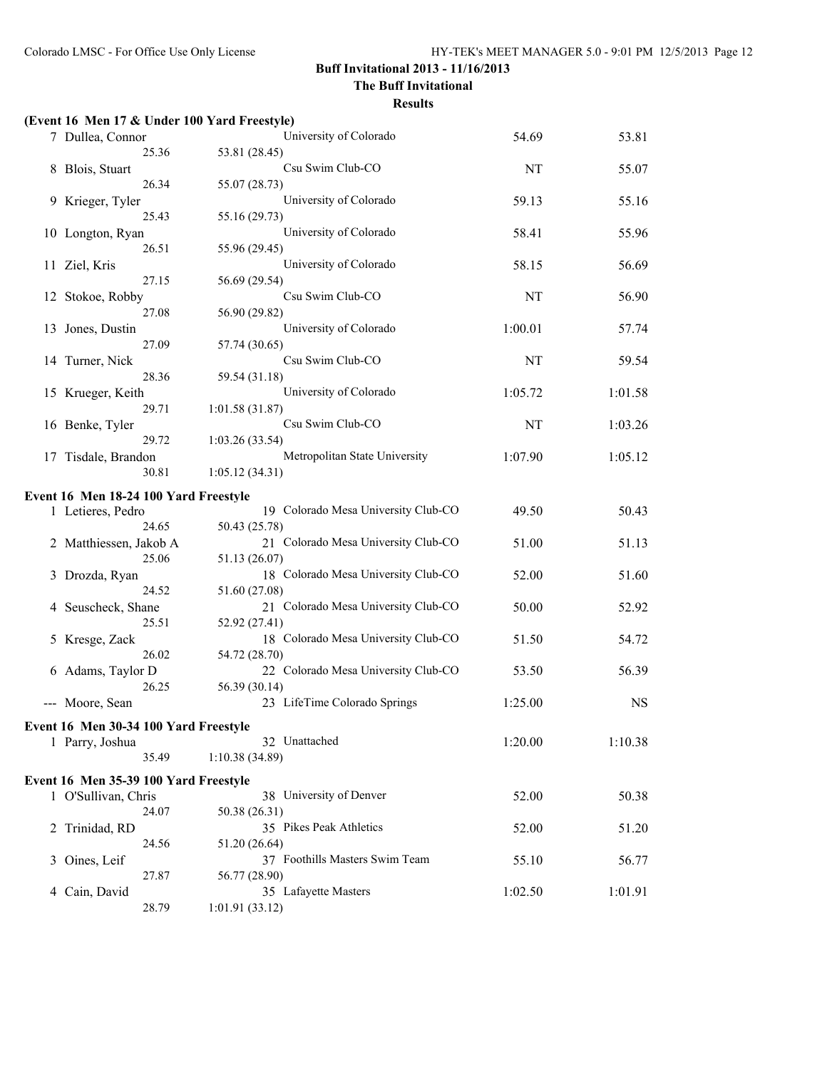**Buff Invitational 2013 - 11/16/2013**

**The Buff Invitational**

**Results**

**(Event 16 Men 17 & Under 100 Yard Freestyle)**

| Place | Name | Age | Team | Seed Time | Finals Time | Split 50 | Split 100 |
|---|---|---|---|---|---|---|---|
| 7 | Dullea, Connor | | University of Colorado | 54.69 | 53.81 | 25.36 | 53.81 (28.45) |
| 8 | Blois, Stuart | | Csu Swim Club-CO | NT | 55.07 | 26.34 | 55.07 (28.73) |
| 9 | Krieger, Tyler | | University of Colorado | 59.13 | 55.16 | 25.43 | 55.16 (29.73) |
| 10 | Longton, Ryan | | University of Colorado | 58.41 | 55.96 | 26.51 | 55.96 (29.45) |
| 11 | Ziel, Kris | | University of Colorado | 58.15 | 56.69 | 27.15 | 56.69 (29.54) |
| 12 | Stokoe, Robby | | Csu Swim Club-CO | NT | 56.90 | 27.08 | 56.90 (29.82) |
| 13 | Jones, Dustin | | University of Colorado | 1:00.01 | 57.74 | 27.09 | 57.74 (30.65) |
| 14 | Turner, Nick | | Csu Swim Club-CO | NT | 59.54 | 28.36 | 59.54 (31.18) |
| 15 | Krueger, Keith | | University of Colorado | 1:05.72 | 1:01.58 | 29.71 | 1:01.58 (31.87) |
| 16 | Benke, Tyler | | Csu Swim Club-CO | NT | 1:03.26 | 29.72 | 1:03.26 (33.54) |
| 17 | Tisdale, Brandon | | Metropolitan State University | 1:07.90 | 1:05.12 | 30.81 | 1:05.12 (34.31) |

**Event 16 Men 18-24 100 Yard Freestyle**

| Place | Name | Age | Team | Seed Time | Finals Time | Split 50 | Split 100 |
|---|---|---|---|---|---|---|---|
| 1 | Letieres, Pedro | 19 | Colorado Mesa University Club-CO | 49.50 | 50.43 | 24.65 | 50.43 (25.78) |
| 2 | Matthiessen, Jakob A | 21 | Colorado Mesa University Club-CO | 51.00 | 51.13 | 25.06 | 51.13 (26.07) |
| 3 | Drozda, Ryan | 18 | Colorado Mesa University Club-CO | 52.00 | 51.60 | 24.52 | 51.60 (27.08) |
| 4 | Seuscheck, Shane | 21 | Colorado Mesa University Club-CO | 50.00 | 52.92 | 25.51 | 52.92 (27.41) |
| 5 | Kresge, Zack | 18 | Colorado Mesa University Club-CO | 51.50 | 54.72 | 26.02 | 54.72 (28.70) |
| 6 | Adams, Taylor D | 22 | Colorado Mesa University Club-CO | 53.50 | 56.39 | 26.25 | 56.39 (30.14) |
| --- | Moore, Sean | 23 | LifeTime Colorado Springs | 1:25.00 | NS | | |

**Event 16 Men 30-34 100 Yard Freestyle**

| Place | Name | Age | Team | Seed Time | Finals Time | Split 50 | Split 100 |
|---|---|---|---|---|---|---|---|
| 1 | Parry, Joshua | 32 | Unattached | 1:20.00 | 1:10.38 | 35.49 | 1:10.38 (34.89) |

**Event 16 Men 35-39 100 Yard Freestyle**

| Place | Name | Age | Team | Seed Time | Finals Time | Split 50 | Split 100 |
|---|---|---|---|---|---|---|---|
| 1 | O'Sullivan, Chris | 38 | University of Denver | 52.00 | 50.38 | 24.07 | 50.38 (26.31) |
| 2 | Trinidad, RD | 35 | Pikes Peak Athletics | 52.00 | 51.20 | 24.56 | 51.20 (26.64) |
| 3 | Oines, Leif | 37 | Foothills Masters Swim Team | 55.10 | 56.77 | 27.87 | 56.77 (28.90) |
| 4 | Cain, David | 35 | Lafayette Masters | 1:02.50 | 1:01.91 | 28.79 | 1:01.91 (33.12) |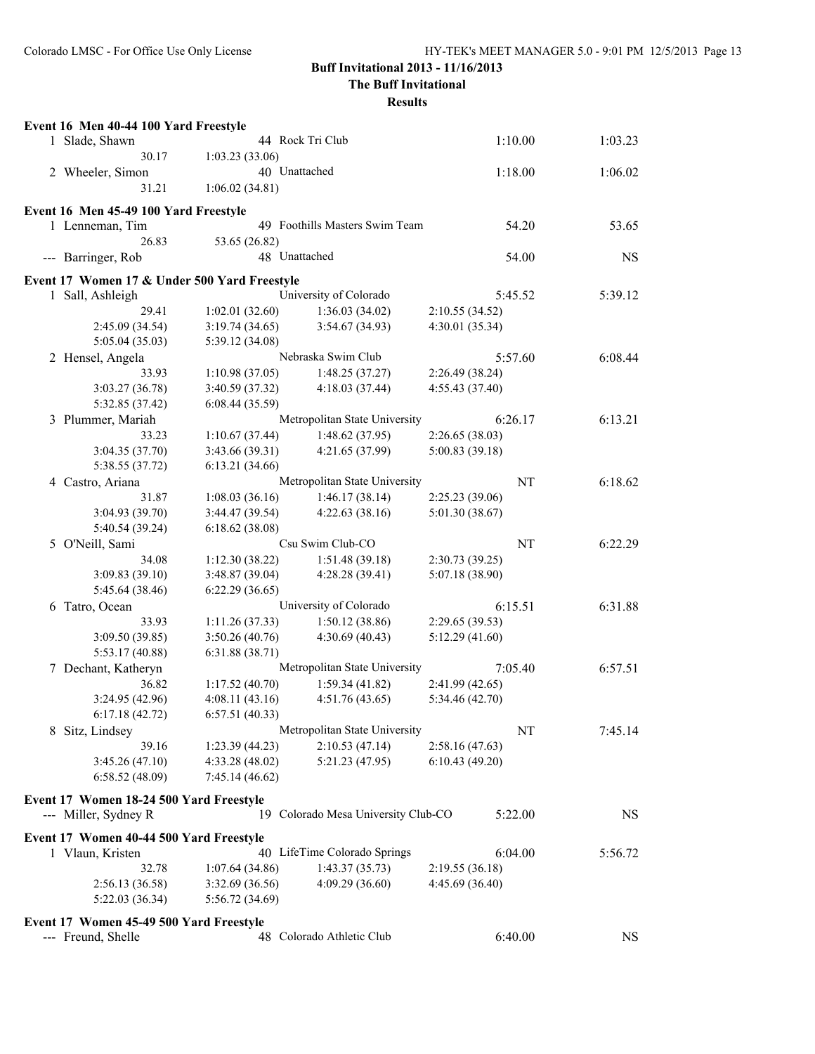## Buff Invitational 2013 - 11/16/2013

### The Buff Invitational

### Results

**Event 16 Men 40-44 100 Yard Freestyle**

| | Name | Age | Team | Seed Time | Finals Time |
|---|---|---|---|---|---|
| 1 | Slade, Shawn | 44 | Rock Tri Club | 1:10.00 | 1:03.23 |
| | 30.17 | 1:03.23 (33.06) | | | |
| 2 | Wheeler, Simon | 40 | Unattached | 1:18.00 | 1:06.02 |
| | 31.21 | 1:06.02 (34.81) | | | |

**Event 16 Men 45-49 100 Yard Freestyle**

| | Name | Age | Team | Seed Time | Finals Time |
|---|---|---|---|---|---|
| 1 | Lenneman, Tim | 49 | Foothills Masters Swim Team | 54.20 | 53.65 |
| | 26.83 | 53.65 (26.82) | | | |
| --- | Barringer, Rob | 48 | Unattached | 54.00 | NS |

**Event 17 Women 17 & Under 500 Yard Freestyle**

| | Name | | | Team | Seed Time | Finals Time |
|---|---|---|---|---|---|---|
| 1 | Sall, Ashleigh | | | University of Colorado | 5:45.52 | 5:39.12 |
| | 29.41 | 1:02.01 (32.60) | 1:36.03 (34.02) | 2:10.55 (34.52) | | |
| | 2:45.09 (34.54) | 3:19.74 (34.65) | 3:54.67 (34.93) | 4:30.01 (35.34) | | |
| | 5:05.04 (35.03) | 5:39.12 (34.08) | | | | |
| 2 | Hensel, Angela | | | Nebraska Swim Club | 5:57.60 | 6:08.44 |
| | 33.93 | 1:10.98 (37.05) | 1:48.25 (37.27) | 2:26.49 (38.24) | | |
| | 3:03.27 (36.78) | 3:40.59 (37.32) | 4:18.03 (37.44) | 4:55.43 (37.40) | | |
| | 5:32.85 (37.42) | 6:08.44 (35.59) | | | | |
| 3 | Plummer, Mariah | | | Metropolitan State University | 6:26.17 | 6:13.21 |
| | 33.23 | 1:10.67 (37.44) | 1:48.62 (37.95) | 2:26.65 (38.03) | | |
| | 3:04.35 (37.70) | 3:43.66 (39.31) | 4:21.65 (37.99) | 5:00.83 (39.18) | | |
| | 5:38.55 (37.72) | 6:13.21 (34.66) | | | | |
| 4 | Castro, Ariana | | | Metropolitan State University | NT | 6:18.62 |
| | 31.87 | 1:08.03 (36.16) | 1:46.17 (38.14) | 2:25.23 (39.06) | | |
| | 3:04.93 (39.70) | 3:44.47 (39.54) | 4:22.63 (38.16) | 5:01.30 (38.67) | | |
| | 5:40.54 (39.24) | 6:18.62 (38.08) | | | | |
| 5 | O'Neill, Sami | | | Csu Swim Club-CO | NT | 6:22.29 |
| | 34.08 | 1:12.30 (38.22) | 1:51.48 (39.18) | 2:30.73 (39.25) | | |
| | 3:09.83 (39.10) | 3:48.87 (39.04) | 4:28.28 (39.41) | 5:07.18 (38.90) | | |
| | 5:45.64 (38.46) | 6:22.29 (36.65) | | | | |
| 6 | Tatro, Ocean | | | University of Colorado | 6:15.51 | 6:31.88 |
| | 33.93 | 1:11.26 (37.33) | 1:50.12 (38.86) | 2:29.65 (39.53) | | |
| | 3:09.50 (39.85) | 3:50.26 (40.76) | 4:30.69 (40.43) | 5:12.29 (41.60) | | |
| | 5:53.17 (40.88) | 6:31.88 (38.71) | | | | |
| 7 | Dechant, Katheryn | | | Metropolitan State University | 7:05.40 | 6:57.51 |
| | 36.82 | 1:17.52 (40.70) | 1:59.34 (41.82) | 2:41.99 (42.65) | | |
| | 3:24.95 (42.96) | 4:08.11 (43.16) | 4:51.76 (43.65) | 5:34.46 (42.70) | | |
| | 6:17.18 (42.72) | 6:57.51 (40.33) | | | | |
| 8 | Sitz, Lindsey | | | Metropolitan State University | NT | 7:45.14 |
| | 39.16 | 1:23.39 (44.23) | 2:10.53 (47.14) | 2:58.16 (47.63) | | |
| | 3:45.26 (47.10) | 4:33.28 (48.02) | 5:21.23 (47.95) | 6:10.43 (49.20) | | |
| | 6:58.52 (48.09) | 7:45.14 (46.62) | | | | |

**Event 17 Women 18-24 500 Yard Freestyle**

| | Name | Age | Team | Seed Time | Finals Time |
|---|---|---|---|---|---|
| --- | Miller, Sydney R | 19 | Colorado Mesa University Club-CO | 5:22.00 | NS |

**Event 17 Women 40-44 500 Yard Freestyle**

| | Name | | | Team | Seed Time | Finals Time |
|---|---|---|---|---|---|---|
| 1 | Vlaun, Kristen | | | 40 LifeTime Colorado Springs | 6:04.00 | 5:56.72 |
| | 32.78 | 1:07.64 (34.86) | 1:43.37 (35.73) | 2:19.55 (36.18) | | |
| | 2:56.13 (36.58) | 3:32.69 (36.56) | 4:09.29 (36.60) | 4:45.69 (36.40) | | |
| | 5:22.03 (36.34) | 5:56.72 (34.69) | | | | |

**Event 17 Women 45-49 500 Yard Freestyle**

| | Name | Age | Team | Seed Time | Finals Time |
|---|---|---|---|---|---|
| --- | Freund, Shelle | 48 | Colorado Athletic Club | 6:40.00 | NS |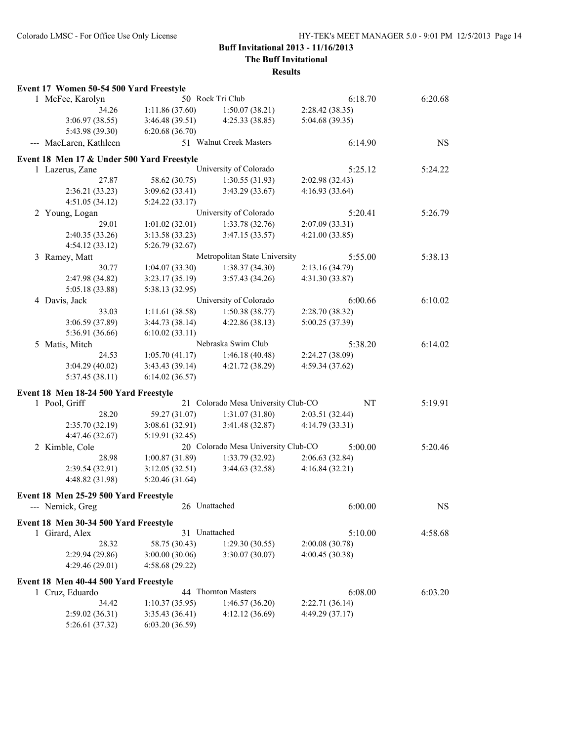**Buff Invitational 2013 - 11/16/2013**

**The Buff Invitational**

**Results**

### Event 17 Women 50-54 500 Yard Freestyle

| Place | Name | Age | Team | Seed Time | Finals Time |
|---|---|---|---|---|---|
| 1 | McFee, Karolyn | 50 | Rock Tri Club | 6:18.70 | 6:20.68 |
| | 34.26 | 1:11.86 (37.60) | 1:50.07 (38.21) | 2:28.42 (38.35) | |
| | 3:06.97 (38.55) | 3:46.48 (39.51) | 4:25.33 (38.85) | 5:04.68 (39.35) | |
| | 5:43.98 (39.30) | 6:20.68 (36.70) | | | |
| --- | MacLaren, Kathleen | 51 | Walnut Creek Masters | 6:14.90 | NS |

### Event 18 Men 17 & Under 500 Yard Freestyle

| Place | Name | Age | Team | Seed Time | Finals Time |
|---|---|---|---|---|---|
| 1 | Lazerus, Zane | | University of Colorado | 5:25.12 | 5:24.22 |
| | 27.87 | 58.62 (30.75) | 1:30.55 (31.93) | 2:02.98 (32.43) | |
| | 2:36.21 (33.23) | 3:09.62 (33.41) | 3:43.29 (33.67) | 4:16.93 (33.64) | |
| | 4:51.05 (34.12) | 5:24.22 (33.17) | | | |
| 2 | Young, Logan | | University of Colorado | 5:20.41 | 5:26.79 |
| | 29.01 | 1:01.02 (32.01) | 1:33.78 (32.76) | 2:07.09 (33.31) | |
| | 2:40.35 (33.26) | 3:13.58 (33.23) | 3:47.15 (33.57) | 4:21.00 (33.85) | |
| | 4:54.12 (33.12) | 5:26.79 (32.67) | | | |
| 3 | Ramey, Matt | | Metropolitan State University | 5:55.00 | 5:38.13 |
| | 30.77 | 1:04.07 (33.30) | 1:38.37 (34.30) | 2:13.16 (34.79) | |
| | 2:47.98 (34.82) | 3:23.17 (35.19) | 3:57.43 (34.26) | 4:31.30 (33.87) | |
| | 5:05.18 (33.88) | 5:38.13 (32.95) | | | |
| 4 | Davis, Jack | | University of Colorado | 6:00.66 | 6:10.02 |
| | 33.03 | 1:11.61 (38.58) | 1:50.38 (38.77) | 2:28.70 (38.32) | |
| | 3:06.59 (37.89) | 3:44.73 (38.14) | 4:22.86 (38.13) | 5:00.25 (37.39) | |
| | 5:36.91 (36.66) | 6:10.02 (33.11) | | | |
| 5 | Matis, Mitch | | Nebraska Swim Club | 5:38.20 | 6:14.02 |
| | 24.53 | 1:05.70 (41.17) | 1:46.18 (40.48) | 2:24.27 (38.09) | |
| | 3:04.29 (40.02) | 3:43.43 (39.14) | 4:21.72 (38.29) | 4:59.34 (37.62) | |
| | 5:37.45 (38.11) | 6:14.02 (36.57) | | | |

### Event 18 Men 18-24 500 Yard Freestyle

| Place | Name | Age | Team | Seed Time | Finals Time |
|---|---|---|---|---|---|
| 1 | Pool, Griff | 21 | Colorado Mesa University Club-CO | NT | 5:19.91 |
| | 28.20 | 59.27 (31.07) | 1:31.07 (31.80) | 2:03.51 (32.44) | |
| | 2:35.70 (32.19) | 3:08.61 (32.91) | 3:41.48 (32.87) | 4:14.79 (33.31) | |
| | 4:47.46 (32.67) | 5:19.91 (32.45) | | | |
| 2 | Kimble, Cole | 20 | Colorado Mesa University Club-CO | 5:00.00 | 5:20.46 |
| | 28.98 | 1:00.87 (31.89) | 1:33.79 (32.92) | 2:06.63 (32.84) | |
| | 2:39.54 (32.91) | 3:12.05 (32.51) | 3:44.63 (32.58) | 4:16.84 (32.21) | |
| | 4:48.82 (31.98) | 5:20.46 (31.64) | | | |

### Event 18 Men 25-29 500 Yard Freestyle

| Place | Name | Age | Team | Seed Time | Finals Time |
|---|---|---|---|---|---|
| --- | Nemick, Greg | 26 | Unattached | 6:00.00 | NS |

### Event 18 Men 30-34 500 Yard Freestyle

| Place | Name | Age | Team | Seed Time | Finals Time |
|---|---|---|---|---|---|
| 1 | Girard, Alex | 31 | Unattached | 5:10.00 | 4:58.68 |
| | 28.32 | 58.75 (30.43) | 1:29.30 (30.55) | 2:00.08 (30.78) | |
| | 2:29.94 (29.86) | 3:00.00 (30.06) | 3:30.07 (30.07) | 4:00.45 (30.38) | |
| | 4:29.46 (29.01) | 4:58.68 (29.22) | | | |

### Event 18 Men 40-44 500 Yard Freestyle

| Place | Name | Age | Team | Seed Time | Finals Time |
|---|---|---|---|---|---|
| 1 | Cruz, Eduardo | 44 | Thornton Masters | 6:08.00 | 6:03.20 |
| | 34.42 | 1:10.37 (35.95) | 1:46.57 (36.20) | 2:22.71 (36.14) | |
| | 2:59.02 (36.31) | 3:35.43 (36.41) | 4:12.12 (36.69) | 4:49.29 (37.17) | |
| | 5:26.61 (37.32) | 6:03.20 (36.59) | | | |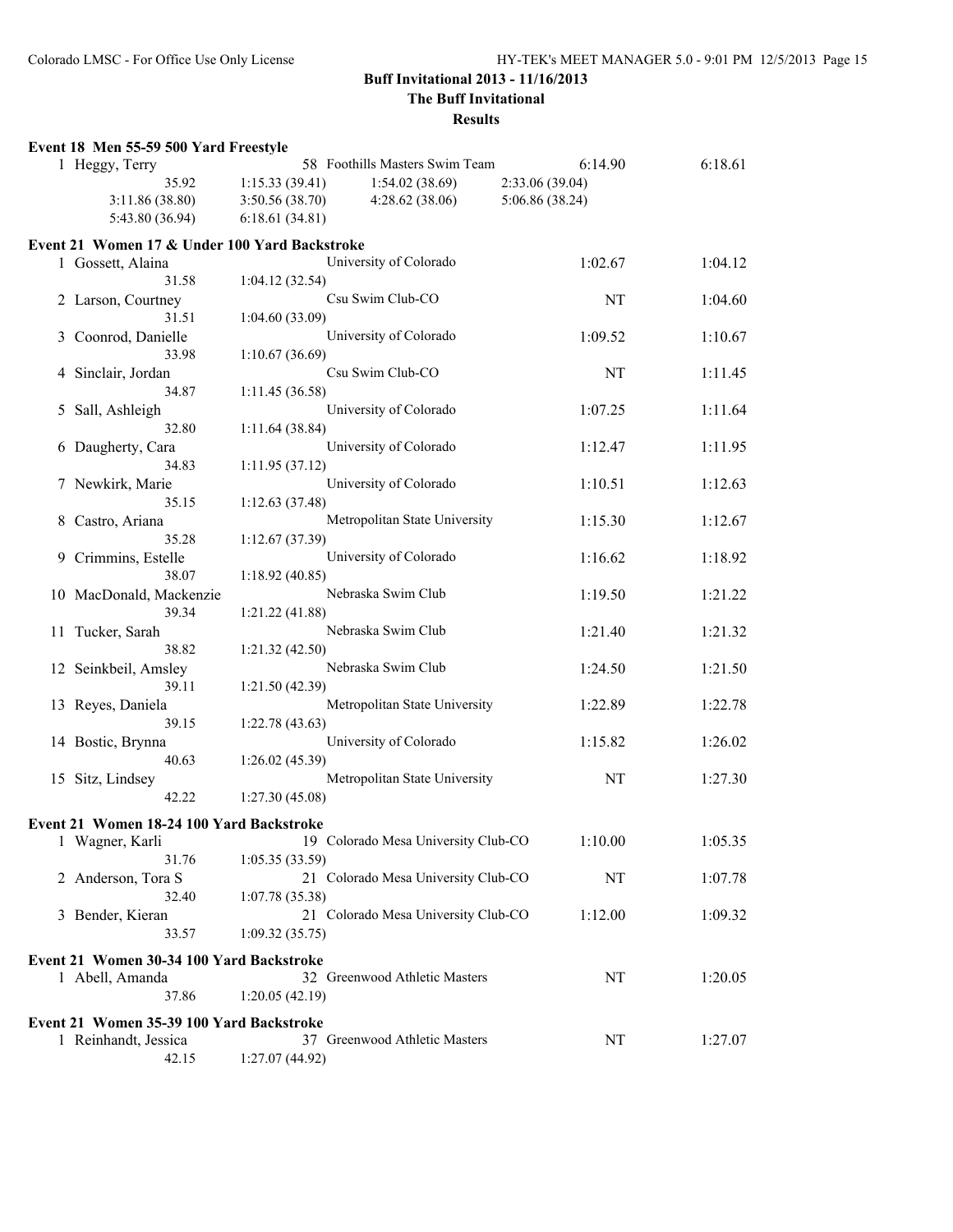**Buff Invitational 2013 - 11/16/2013**

**The Buff Invitational**

**Results**

### Event 18 Men 55-59 500 Yard Freestyle

| | Name | Age | Team | Seed Time | Finals Time |
|---|---|---|---|---|---|
| 1 | Heggy, Terry | 58 | Foothills Masters Swim Team | 6:14.90 | 6:18.61 |

Splits: 35.92, 1:15.33 (39.41), 1:54.02 (38.69), 2:33.06 (39.04), 3:11.86 (38.80), 3:50.56 (38.70), 4:28.62 (38.06), 5:06.86 (38.24), 5:43.80 (36.94), 6:18.61 (34.81)

### Event 21 Women 17 & Under 100 Yard Backstroke

| | Name | Team | Seed Time | Finals Time | Splits |
|---|---|---|---|---|---|
| 1 | Gossett, Alaina | University of Colorado | 1:02.67 | 1:04.12 | 31.58, 1:04.12 (32.54) |
| 2 | Larson, Courtney | Csu Swim Club-CO | NT | 1:04.60 | 31.51, 1:04.60 (33.09) |
| 3 | Coonrod, Danielle | University of Colorado | 1:09.52 | 1:10.67 | 33.98, 1:10.67 (36.69) |
| 4 | Sinclair, Jordan | Csu Swim Club-CO | NT | 1:11.45 | 34.87, 1:11.45 (36.58) |
| 5 | Sall, Ashleigh | University of Colorado | 1:07.25 | 1:11.64 | 32.80, 1:11.64 (38.84) |
| 6 | Daugherty, Cara | University of Colorado | 1:12.47 | 1:11.95 | 34.83, 1:11.95 (37.12) |
| 7 | Newkirk, Marie | University of Colorado | 1:10.51 | 1:12.63 | 35.15, 1:12.63 (37.48) |
| 8 | Castro, Ariana | Metropolitan State University | 1:15.30 | 1:12.67 | 35.28, 1:12.67 (37.39) |
| 9 | Crimmins, Estelle | University of Colorado | 1:16.62 | 1:18.92 | 38.07, 1:18.92 (40.85) |
| 10 | MacDonald, Mackenzie | Nebraska Swim Club | 1:19.50 | 1:21.22 | 39.34, 1:21.22 (41.88) |
| 11 | Tucker, Sarah | Nebraska Swim Club | 1:21.40 | 1:21.32 | 38.82, 1:21.32 (42.50) |
| 12 | Seinkbeil, Amsley | Nebraska Swim Club | 1:24.50 | 1:21.50 | 39.11, 1:21.50 (42.39) |
| 13 | Reyes, Daniela | Metropolitan State University | 1:22.89 | 1:22.78 | 39.15, 1:22.78 (43.63) |
| 14 | Bostic, Brynna | University of Colorado | 1:15.82 | 1:26.02 | 40.63, 1:26.02 (45.39) |
| 15 | Sitz, Lindsey | Metropolitan State University | NT | 1:27.30 | 42.22, 1:27.30 (45.08) |

### Event 21 Women 18-24 100 Yard Backstroke

| | Name | Age | Team | Seed Time | Finals Time | Splits |
|---|---|---|---|---|---|---|
| 1 | Wagner, Karli | 19 | Colorado Mesa University Club-CO | 1:10.00 | 1:05.35 | 31.76, 1:05.35 (33.59) |
| 2 | Anderson, Tora S | 21 | Colorado Mesa University Club-CO | NT | 1:07.78 | 32.40, 1:07.78 (35.38) |
| 3 | Bender, Kieran | 21 | Colorado Mesa University Club-CO | 1:12.00 | 1:09.32 | 33.57, 1:09.32 (35.75) |

### Event 21 Women 30-34 100 Yard Backstroke

| | Name | Age | Team | Seed Time | Finals Time | Splits |
|---|---|---|---|---|---|---|
| 1 | Abell, Amanda | 32 | Greenwood Athletic Masters | NT | 1:20.05 | 37.86, 1:20.05 (42.19) |

### Event 21 Women 35-39 100 Yard Backstroke

| | Name | Age | Team | Seed Time | Finals Time | Splits |
|---|---|---|---|---|---|---|
| 1 | Reinhandt, Jessica | 37 | Greenwood Athletic Masters | NT | 1:27.07 | 42.15, 1:27.07 (44.92) |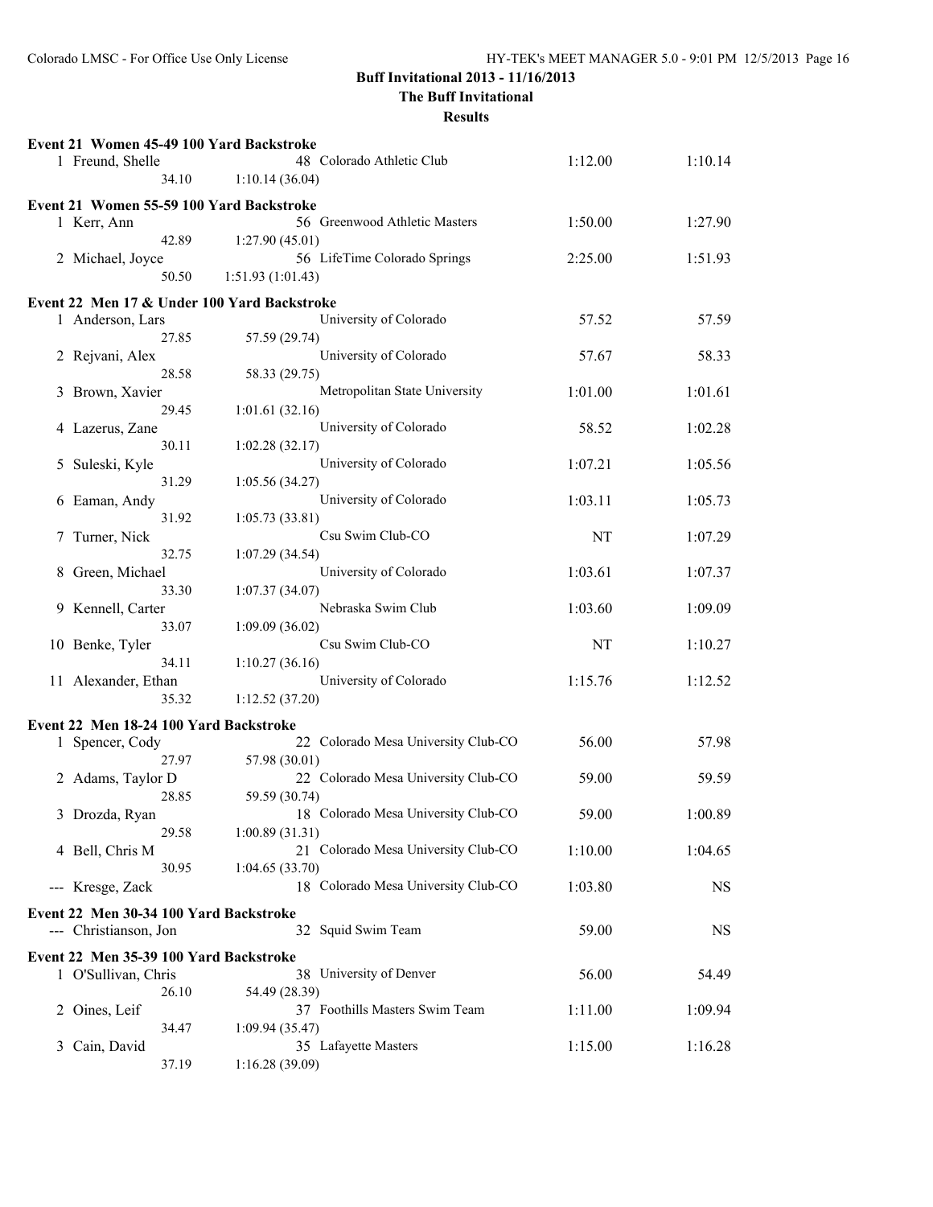**Buff Invitational 2013 - 11/16/2013**

**The Buff Invitational**

**Results**

**Event 21 Women 45-49 100 Yard Backstroke**

| Place | Name | Age | Team | Seed Time | Finals Time |
|---|---|---|---|---|---|
| 1 | Freund, Shelle | 48 | Colorado Athletic Club | 1:12.00 | 1:10.14 |
| | 34.10 | | 1:10.14 (36.04) | | |

**Event 21 Women 55-59 100 Yard Backstroke**

| Place | Name | Age | Team | Seed Time | Finals Time |
|---|---|---|---|---|---|
| 1 | Kerr, Ann | 56 | Greenwood Athletic Masters | 1:50.00 | 1:27.90 |
| | 42.89 | | 1:27.90 (45.01) | | |
| 2 | Michael, Joyce | 56 | LifeTime Colorado Springs | 2:25.00 | 1:51.93 |
| | 50.50 | | 1:51.93 (1:01.43) | | |

**Event 22 Men 17 & Under 100 Yard Backstroke**

| Place | Name | Age | Team | Seed Time | Finals Time |
|---|---|---|---|---|---|
| 1 | Anderson, Lars | | University of Colorado | 57.52 | 57.59 |
| | 27.85 | | 57.59 (29.74) | | |
| 2 | Rejvani, Alex | | University of Colorado | 57.67 | 58.33 |
| | 28.58 | | 58.33 (29.75) | | |
| 3 | Brown, Xavier | | Metropolitan State University | 1:01.00 | 1:01.61 |
| | 29.45 | | 1:01.61 (32.16) | | |
| 4 | Lazerus, Zane | | University of Colorado | 58.52 | 1:02.28 |
| | 30.11 | | 1:02.28 (32.17) | | |
| 5 | Suleski, Kyle | | University of Colorado | 1:07.21 | 1:05.56 |
| | 31.29 | | 1:05.56 (34.27) | | |
| 6 | Eaman, Andy | | University of Colorado | 1:03.11 | 1:05.73 |
| | 31.92 | | 1:05.73 (33.81) | | |
| 7 | Turner, Nick | | Csu Swim Club-CO | NT | 1:07.29 |
| | 32.75 | | 1:07.29 (34.54) | | |
| 8 | Green, Michael | | University of Colorado | 1:03.61 | 1:07.37 |
| | 33.30 | | 1:07.37 (34.07) | | |
| 9 | Kennell, Carter | | Nebraska Swim Club | 1:03.60 | 1:09.09 |
| | 33.07 | | 1:09.09 (36.02) | | |
| 10 | Benke, Tyler | | Csu Swim Club-CO | NT | 1:10.27 |
| | 34.11 | | 1:10.27 (36.16) | | |
| 11 | Alexander, Ethan | | University of Colorado | 1:15.76 | 1:12.52 |
| | 35.32 | | 1:12.52 (37.20) | | |

**Event 22 Men 18-24 100 Yard Backstroke**

| Place | Name | Age | Team | Seed Time | Finals Time |
|---|---|---|---|---|---|
| 1 | Spencer, Cody | 22 | Colorado Mesa University Club-CO | 56.00 | 57.98 |
| | 27.97 | | 57.98 (30.01) | | |
| 2 | Adams, Taylor D | 22 | Colorado Mesa University Club-CO | 59.00 | 59.59 |
| | 28.85 | | 59.59 (30.74) | | |
| 3 | Drozda, Ryan | 18 | Colorado Mesa University Club-CO | 59.00 | 1:00.89 |
| | 29.58 | | 1:00.89 (31.31) | | |
| 4 | Bell, Chris M | 21 | Colorado Mesa University Club-CO | 1:10.00 | 1:04.65 |
| | 30.95 | | 1:04.65 (33.70) | | |
| --- | Kresge, Zack | 18 | Colorado Mesa University Club-CO | 1:03.80 | NS |

**Event 22 Men 30-34 100 Yard Backstroke**

| Place | Name | Age | Team | Seed Time | Finals Time |
|---|---|---|---|---|---|
| --- | Christianson, Jon | 32 | Squid Swim Team | 59.00 | NS |

**Event 22 Men 35-39 100 Yard Backstroke**

| Place | Name | Age | Team | Seed Time | Finals Time |
|---|---|---|---|---|---|
| 1 | O'Sullivan, Chris | 38 | University of Denver | 56.00 | 54.49 |
| | 26.10 | | 54.49 (28.39) | | |
| 2 | Oines, Leif | 37 | Foothills Masters Swim Team | 1:11.00 | 1:09.94 |
| | 34.47 | | 1:09.94 (35.47) | | |
| 3 | Cain, David | 35 | Lafayette Masters | 1:15.00 | 1:16.28 |
| | 37.19 | | 1:16.28 (39.09) | | |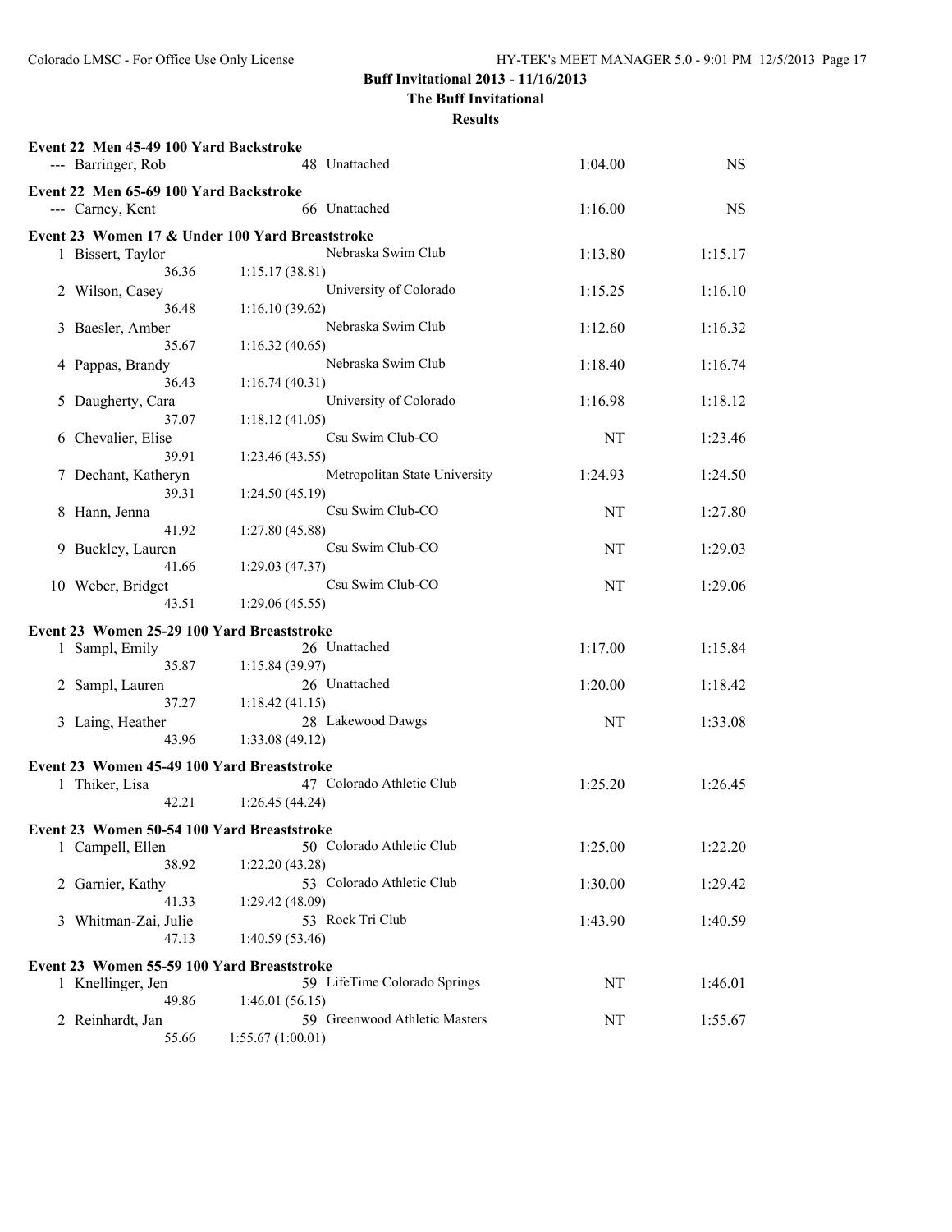**Buff Invitational 2013 - 11/16/2013**
**The Buff Invitational**
**Results**

**Event 22 Men 45-49 100 Yard Backstroke**

| Place | Name | Age | Team | Seed Time | Finals Time |
|---|---|---|---|---|---|
| --- | Barringer, Rob | 48 | Unattached | 1:04.00 | NS |

**Event 22 Men 65-69 100 Yard Backstroke**

| Place | Name | Age | Team | Seed Time | Finals Time |
|---|---|---|---|---|---|
| --- | Carney, Kent | 66 | Unattached | 1:16.00 | NS |

**Event 23 Women 17 & Under 100 Yard Breaststroke**

| Place | Name | Age | Team | Seed Time | Finals Time |
|---|---|---|---|---|---|
| 1 | Bissert, Taylor | | Nebraska Swim Club | 1:13.80 | 1:15.17 |
| | 36.36 | | 1:15.17 (38.81) | | |
| 2 | Wilson, Casey | | University of Colorado | 1:15.25 | 1:16.10 |
| | 36.48 | | 1:16.10 (39.62) | | |
| 3 | Baesler, Amber | | Nebraska Swim Club | 1:12.60 | 1:16.32 |
| | 35.67 | | 1:16.32 (40.65) | | |
| 4 | Pappas, Brandy | | Nebraska Swim Club | 1:18.40 | 1:16.74 |
| | 36.43 | | 1:16.74 (40.31) | | |
| 5 | Daugherty, Cara | | University of Colorado | 1:16.98 | 1:18.12 |
| | 37.07 | | 1:18.12 (41.05) | | |
| 6 | Chevalier, Elise | | Csu Swim Club-CO | NT | 1:23.46 |
| | 39.91 | | 1:23.46 (43.55) | | |
| 7 | Dechant, Katheryn | | Metropolitan State University | 1:24.93 | 1:24.50 |
| | 39.31 | | 1:24.50 (45.19) | | |
| 8 | Hann, Jenna | | Csu Swim Club-CO | NT | 1:27.80 |
| | 41.92 | | 1:27.80 (45.88) | | |
| 9 | Buckley, Lauren | | Csu Swim Club-CO | NT | 1:29.03 |
| | 41.66 | | 1:29.03 (47.37) | | |
| 10 | Weber, Bridget | | Csu Swim Club-CO | NT | 1:29.06 |
| | 43.51 | | 1:29.06 (45.55) | | |

**Event 23 Women 25-29 100 Yard Breaststroke**

| Place | Name | Age | Team | Seed Time | Finals Time |
|---|---|---|---|---|---|
| 1 | Sampl, Emily | 26 | Unattached | 1:17.00 | 1:15.84 |
| | 35.87 | | 1:15.84 (39.97) | | |
| 2 | Sampl, Lauren | 26 | Unattached | 1:20.00 | 1:18.42 |
| | 37.27 | | 1:18.42 (41.15) | | |
| 3 | Laing, Heather | 28 | Lakewood Dawgs | NT | 1:33.08 |
| | 43.96 | | 1:33.08 (49.12) | | |

**Event 23 Women 45-49 100 Yard Breaststroke**

| Place | Name | Age | Team | Seed Time | Finals Time |
|---|---|---|---|---|---|
| 1 | Thiker, Lisa | 47 | Colorado Athletic Club | 1:25.20 | 1:26.45 |
| | 42.21 | | 1:26.45 (44.24) | | |

**Event 23 Women 50-54 100 Yard Breaststroke**

| Place | Name | Age | Team | Seed Time | Finals Time |
|---|---|---|---|---|---|
| 1 | Campell, Ellen | 50 | Colorado Athletic Club | 1:25.00 | 1:22.20 |
| | 38.92 | | 1:22.20 (43.28) | | |
| 2 | Garnier, Kathy | 53 | Colorado Athletic Club | 1:30.00 | 1:29.42 |
| | 41.33 | | 1:29.42 (48.09) | | |
| 3 | Whitman-Zai, Julie | 53 | Rock Tri Club | 1:43.90 | 1:40.59 |
| | 47.13 | | 1:40.59 (53.46) | | |

**Event 23 Women 55-59 100 Yard Breaststroke**

| Place | Name | Age | Team | Seed Time | Finals Time |
|---|---|---|---|---|---|
| 1 | Knellinger, Jen | 59 | LifeTime Colorado Springs | NT | 1:46.01 |
| | 49.86 | | 1:46.01 (56.15) | | |
| 2 | Reinhardt, Jan | 59 | Greenwood Athletic Masters | NT | 1:55.67 |
| | 55.66 | | 1:55.67 (1:00.01) | | |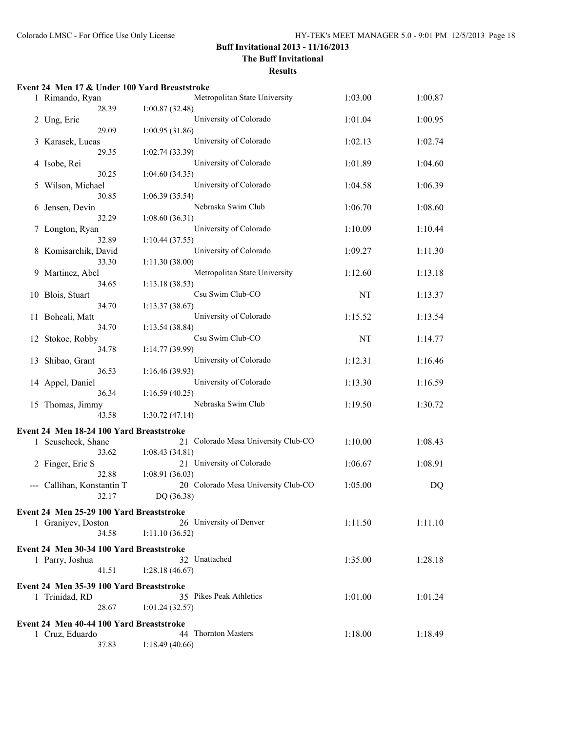**Buff Invitational 2013 - 11/16/2013**

**The Buff Invitational**

**Results**

**Event 24 Men 17 & Under 100 Yard Breaststroke**

| Place | Name | Age | Team | Seed Time | Finals Time |
|---|---|---|---|---|---|
| 1 | Rimando, Ryan | | Metropolitan State University | 1:03.00 | 1:00.87 |
| | 28.39 | 1:00.87 (32.48) | | | |
| 2 | Ung, Eric | | University of Colorado | 1:01.04 | 1:00.95 |
| | 29.09 | 1:00.95 (31.86) | | | |
| 3 | Karasek, Lucas | | University of Colorado | 1:02.13 | 1:02.74 |
| | 29.35 | 1:02.74 (33.39) | | | |
| 4 | Isobe, Rei | | University of Colorado | 1:01.89 | 1:04.60 |
| | 30.25 | 1:04.60 (34.35) | | | |
| 5 | Wilson, Michael | | University of Colorado | 1:04.58 | 1:06.39 |
| | 30.85 | 1:06.39 (35.54) | | | |
| 6 | Jensen, Devin | | Nebraska Swim Club | 1:06.70 | 1:08.60 |
| | 32.29 | 1:08.60 (36.31) | | | |
| 7 | Longton, Ryan | | University of Colorado | 1:10.09 | 1:10.44 |
| | 32.89 | 1:10.44 (37.55) | | | |
| 8 | Komisarchik, David | | University of Colorado | 1:09.27 | 1:11.30 |
| | 33.30 | 1:11.30 (38.00) | | | |
| 9 | Martinez, Abel | | Metropolitan State University | 1:12.60 | 1:13.18 |
| | 34.65 | 1:13.18 (38.53) | | | |
| 10 | Blois, Stuart | | Csu Swim Club-CO | NT | 1:13.37 |
| | 34.70 | 1:13.37 (38.67) | | | |
| 11 | Bohcali, Matt | | University of Colorado | 1:15.52 | 1:13.54 |
| | 34.70 | 1:13.54 (38.84) | | | |
| 12 | Stokoe, Robby | | Csu Swim Club-CO | NT | 1:14.77 |
| | 34.78 | 1:14.77 (39.99) | | | |
| 13 | Shibao, Grant | | University of Colorado | 1:12.31 | 1:16.46 |
| | 36.53 | 1:16.46 (39.93) | | | |
| 14 | Appel, Daniel | | University of Colorado | 1:13.30 | 1:16.59 |
| | 36.34 | 1:16.59 (40.25) | | | |
| 15 | Thomas, Jimmy | | Nebraska Swim Club | 1:19.50 | 1:30.72 |
| | 43.58 | 1:30.72 (47.14) | | | |

**Event 24 Men 18-24 100 Yard Breaststroke**

| Place | Name | Age | Team | Seed Time | Finals Time |
|---|---|---|---|---|---|
| 1 | Seuscheck, Shane | 21 | Colorado Mesa University Club-CO | 1:10.00 | 1:08.43 |
| | 33.62 | 1:08.43 (34.81) | | | |
| 2 | Finger, Eric S | 21 | University of Colorado | 1:06.67 | 1:08.91 |
| | 32.88 | 1:08.91 (36.03) | | | |
| --- | Callihan, Konstantin T | 20 | Colorado Mesa University Club-CO | 1:05.00 | DQ |
| | 32.17 | DQ (36.38) | | | |

**Event 24 Men 25-29 100 Yard Breaststroke**

| Place | Name | Age | Team | Seed Time | Finals Time |
|---|---|---|---|---|---|
| 1 | Graniyev, Doston | 26 | University of Denver | 1:11.50 | 1:11.10 |
| | 34.58 | 1:11.10 (36.52) | | | |

**Event 24 Men 30-34 100 Yard Breaststroke**

| Place | Name | Age | Team | Seed Time | Finals Time |
|---|---|---|---|---|---|
| 1 | Parry, Joshua | 32 | Unattached | 1:35.00 | 1:28.18 |
| | 41.51 | 1:28.18 (46.67) | | | |

**Event 24 Men 35-39 100 Yard Breaststroke**

| Place | Name | Age | Team | Seed Time | Finals Time |
|---|---|---|---|---|---|
| 1 | Trinidad, RD | 35 | Pikes Peak Athletics | 1:01.00 | 1:01.24 |
| | 28.67 | 1:01.24 (32.57) | | | |

**Event 24 Men 40-44 100 Yard Breaststroke**

| Place | Name | Age | Team | Seed Time | Finals Time |
|---|---|---|---|---|---|
| 1 | Cruz, Eduardo | 44 | Thornton Masters | 1:18.00 | 1:18.49 |
| | 37.83 | 1:18.49 (40.66) | | | |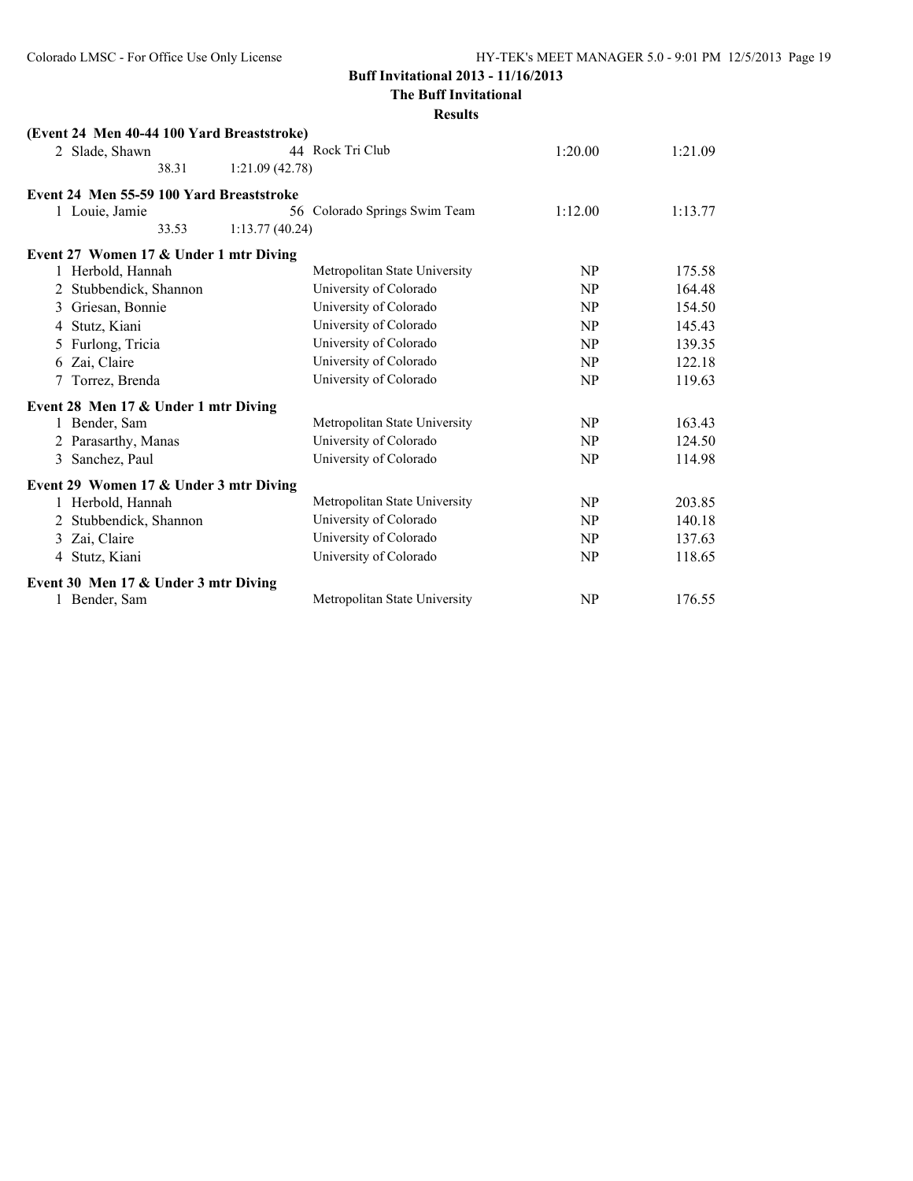**Buff Invitational 2013 - 11/16/2013**

**The Buff Invitational**

**Results**

**(Event 24 Men 40-44 100 Yard Breaststroke)**

| | | | | |
|---|---|---|---|---|
| 2 Slade, Shawn | 44 | Rock Tri Club | 1:20.00 | 1:21.09 |
| 38.31 &nbsp;&nbsp; 1:21.09 (42.78) | | | | |

**Event 24 Men 55-59 100 Yard Breaststroke**

| | | | | |
|---|---|---|---|---|
| 1 Louie, Jamie | 56 | Colorado Springs Swim Team | 1:12.00 | 1:13.77 |
| 33.53 &nbsp;&nbsp; 1:13.77 (40.24) | | | | |

**Event 27 Women 17 & Under 1 mtr Diving**

| | | | |
|---|---|---|---|
| 1 Herbold, Hannah | Metropolitan State University | NP | 175.58 |
| 2 Stubbendick, Shannon | University of Colorado | NP | 164.48 |
| 3 Griesan, Bonnie | University of Colorado | NP | 154.50 |
| 4 Stutz, Kiani | University of Colorado | NP | 145.43 |
| 5 Furlong, Tricia | University of Colorado | NP | 139.35 |
| 6 Zai, Claire | University of Colorado | NP | 122.18 |
| 7 Torrez, Brenda | University of Colorado | NP | 119.63 |

**Event 28 Men 17 & Under 1 mtr Diving**

| | | | |
|---|---|---|---|
| 1 Bender, Sam | Metropolitan State University | NP | 163.43 |
| 2 Parasarthy, Manas | University of Colorado | NP | 124.50 |
| 3 Sanchez, Paul | University of Colorado | NP | 114.98 |

**Event 29 Women 17 & Under 3 mtr Diving**

| | | | |
|---|---|---|---|
| 1 Herbold, Hannah | Metropolitan State University | NP | 203.85 |
| 2 Stubbendick, Shannon | University of Colorado | NP | 140.18 |
| 3 Zai, Claire | University of Colorado | NP | 137.63 |
| 4 Stutz, Kiani | University of Colorado | NP | 118.65 |

**Event 30 Men 17 & Under 3 mtr Diving**

| | | | |
|---|---|---|---|
| 1 Bender, Sam | Metropolitan State University | NP | 176.55 |